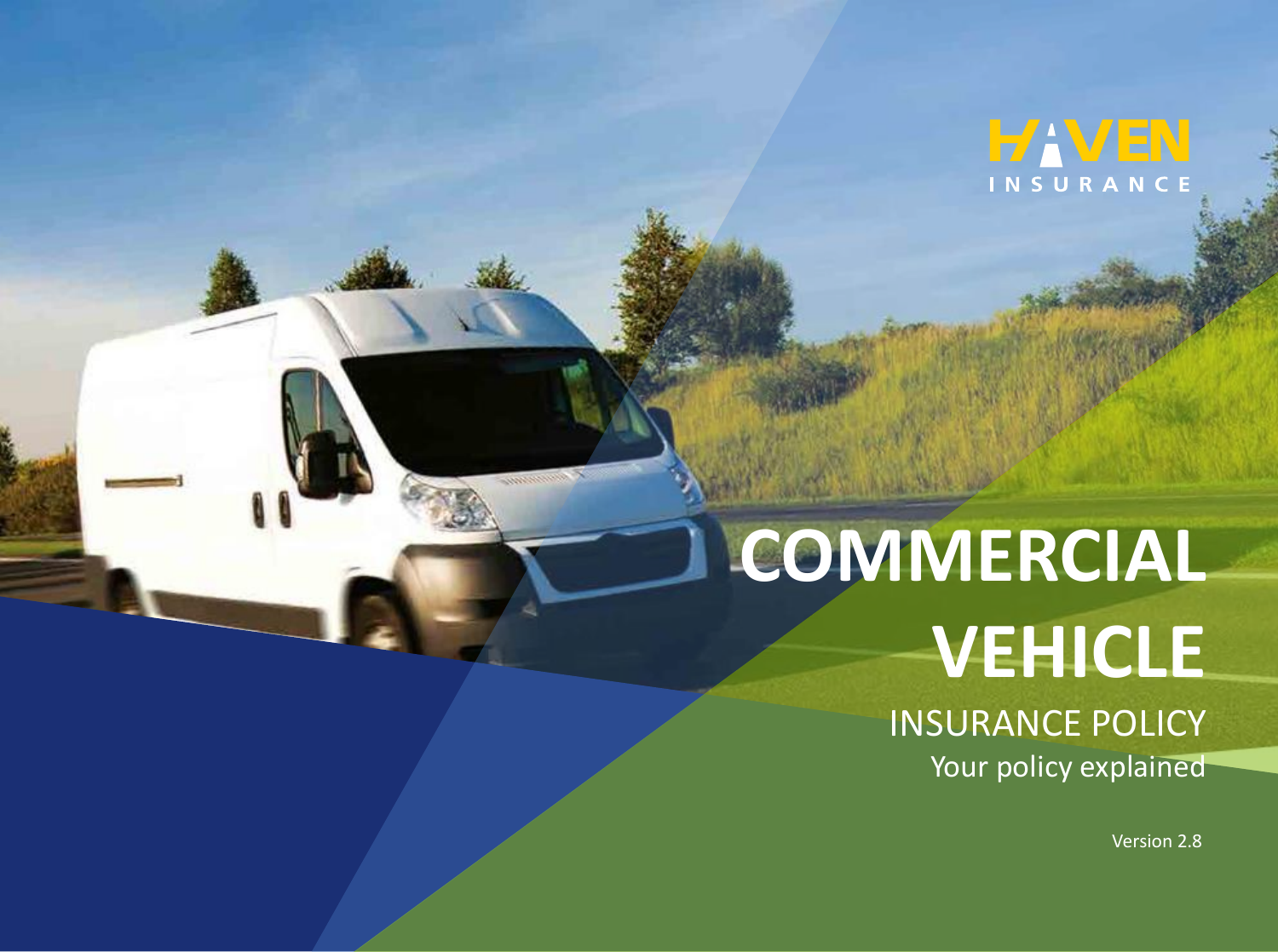HAVEN INSURANCE

# COMMERCIAL VEHICLE

## INSURANCE POLICY

Your policy explained

Version 2.8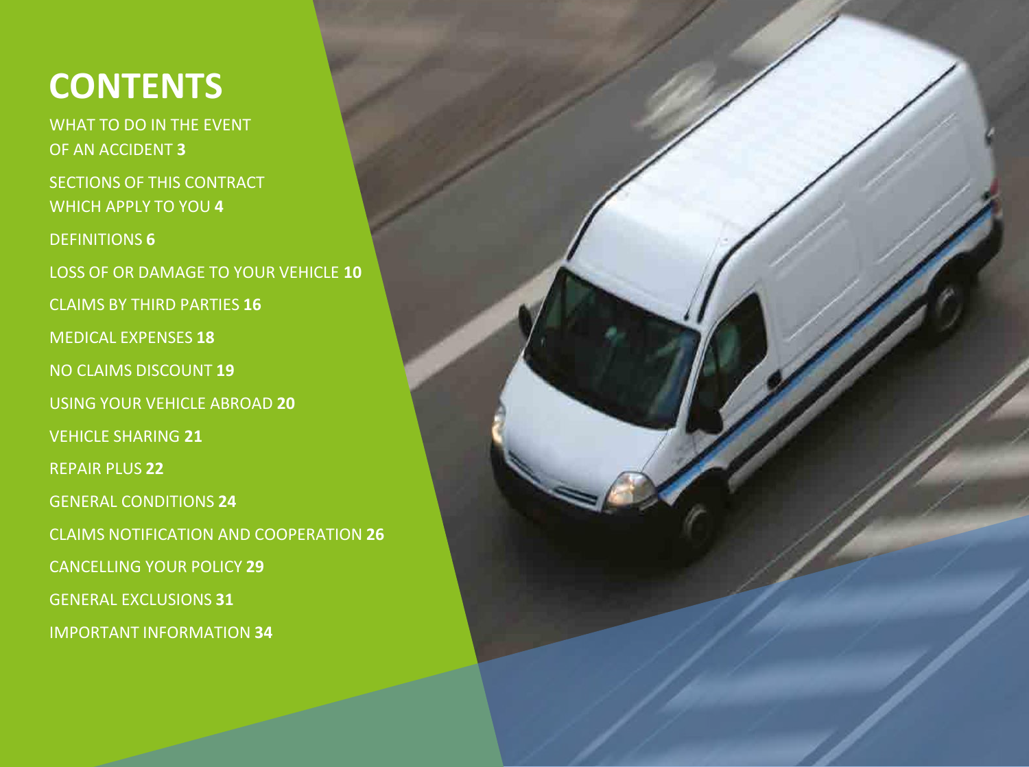# CONTENTS

WHAT TO DO IN THE EVENT OF AN ACCIDENT **3**

SECTIONS OF THIS CONTRACT WHICH APPLY TO YOU **4**

DEFINITIONS **6**

LOSS OF OR DAMAGE TO YOUR VEHICLE **10**

CLAIMS BY THIRD PARTIES **16**

MEDICAL EXPENSES **18**

NO CLAIMS DISCOUNT **19**

USING YOUR VEHICLE ABROAD **20**

VEHICLE SHARING **21**

REPAIR PLUS **22**

GENERAL CONDITIONS **24**

CLAIMS NOTIFICATION AND COOPERATION **26**

CANCELLING YOUR POLICY **29**

GENERAL EXCLUSIONS **31**

IMPORTANT INFORMATION **34**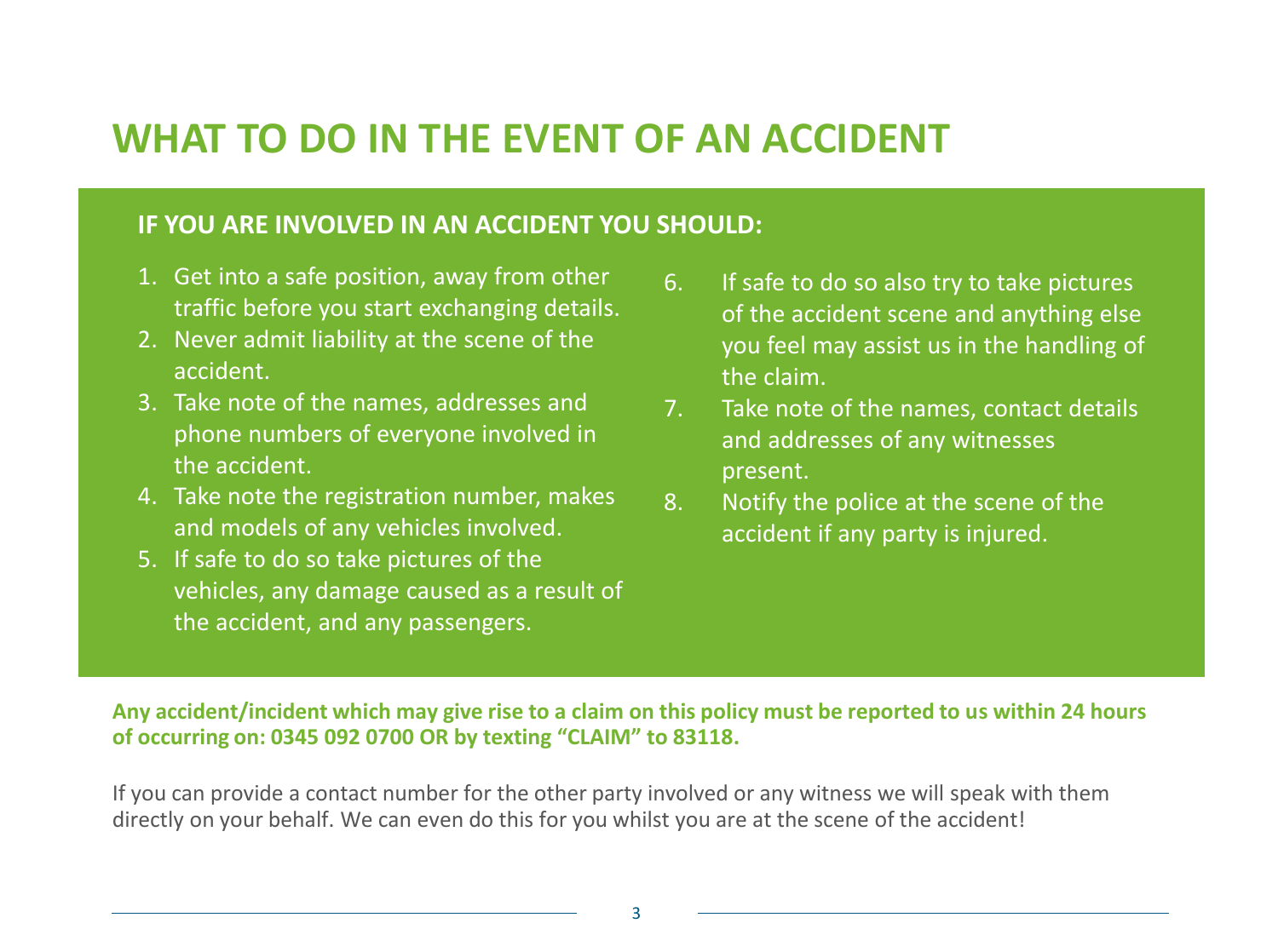# WHAT TO DO IN THE EVENT OF AN ACCIDENT

## IF YOU ARE INVOLVED IN AN ACCIDENT YOU SHOULD:

1. Get into a safe position, away from other traffic before you start exchanging details.
2. Never admit liability at the scene of the accident.
3. Take note of the names, addresses and phone numbers of everyone involved in the accident.
4. Take note the registration number, makes and models of any vehicles involved.
5. If safe to do so take pictures of the vehicles, any damage caused as a result of the accident, and any passengers.
6. If safe to do so also try to take pictures of the accident scene and anything else you feel may assist us in the handling of the claim.
7. Take note of the names, contact details and addresses of any witnesses present.
8. Notify the police at the scene of the accident if any party is injured.

**Any accident/incident which may give rise to a claim on this policy must be reported to us within 24 hours of occurring on: 0345 092 0700 OR by texting "CLAIM" to 83118.**

If you can provide a contact number for the other party involved or any witness we will speak with them directly on your behalf. We can even do this for you whilst you are at the scene of the accident!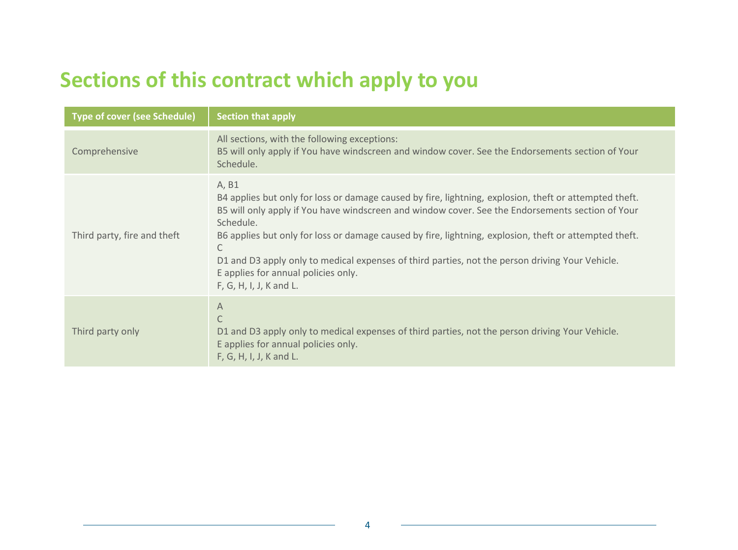# Sections of this contract which apply to you

| Type of cover (see Schedule) | Section that apply |
|---|---|
| Comprehensive | All sections, with the following exceptions:<br>B5 will only apply if You have windscreen and window cover. See the Endorsements section of Your Schedule. |
| Third party, fire and theft | A, B1<br>B4 applies but only for loss or damage caused by fire, lightning, explosion, theft or attempted theft.<br>B5 will only apply if You have windscreen and window cover. See the Endorsements section of Your Schedule.<br>B6 applies but only for loss or damage caused by fire, lightning, explosion, theft or attempted theft.<br>C<br>D1 and D3 apply only to medical expenses of third parties, not the person driving Your Vehicle.<br>E applies for annual policies only.<br>F, G, H, I, J, K and L. |
| Third party only | A<br>C<br>D1 and D3 apply only to medical expenses of third parties, not the person driving Your Vehicle.<br>E applies for annual policies only.<br>F, G, H, I, J, K and L. |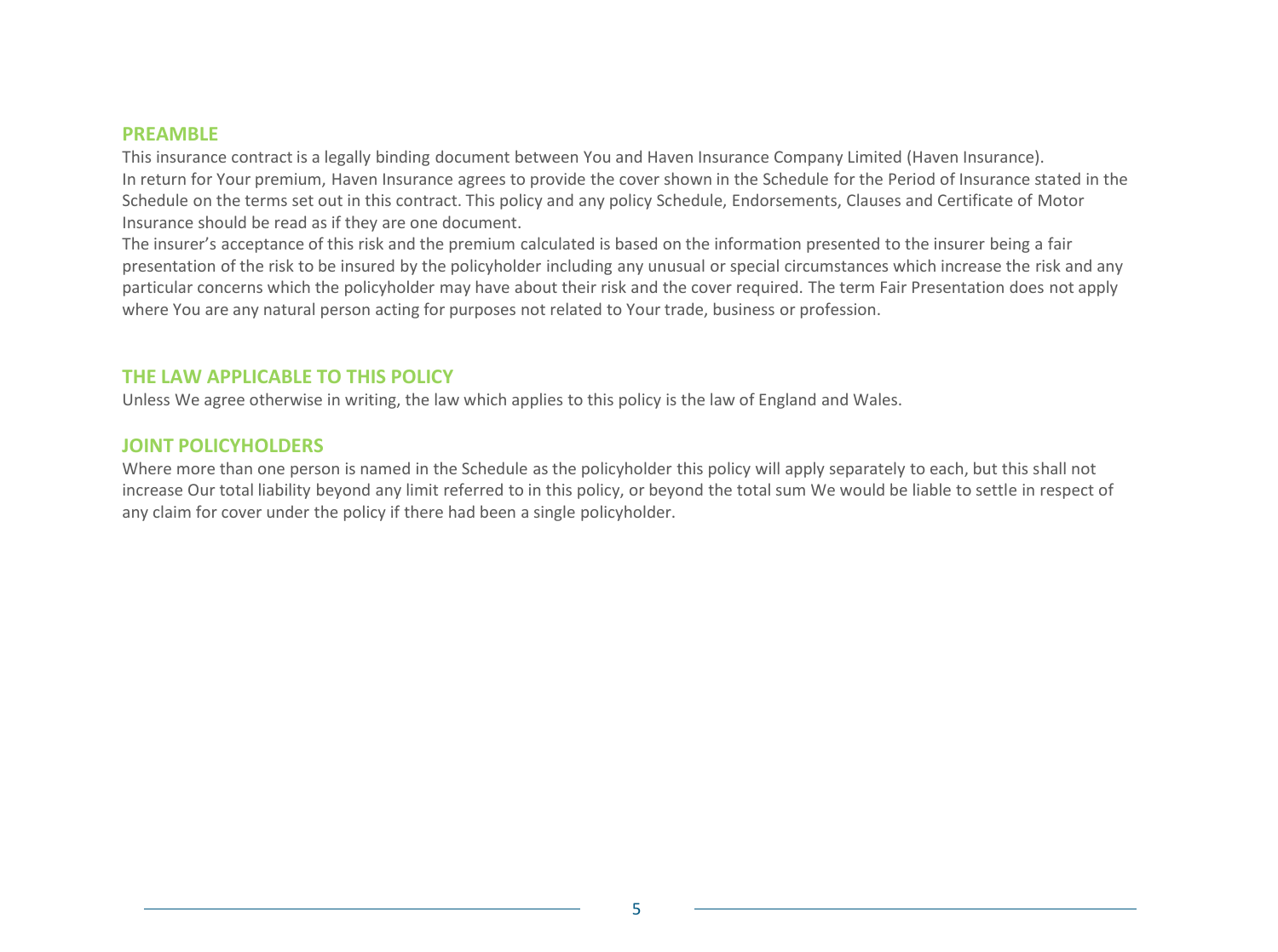## PREAMBLE

This insurance contract is a legally binding document between You and Haven Insurance Company Limited (Haven Insurance).
In return for Your premium, Haven Insurance agrees to provide the cover shown in the Schedule for the Period of Insurance stated in the Schedule on the terms set out in this contract. This policy and any policy Schedule, Endorsements, Clauses and Certificate of Motor Insurance should be read as if they are one document.
The insurer's acceptance of this risk and the premium calculated is based on the information presented to the insurer being a fair presentation of the risk to be insured by the policyholder including any unusual or special circumstances which increase the risk and any particular concerns which the policyholder may have about their risk and the cover required. The term Fair Presentation does not apply where You are any natural person acting for purposes not related to Your trade, business or profession.

## THE LAW APPLICABLE TO THIS POLICY

Unless We agree otherwise in writing, the law which applies to this policy is the law of England and Wales.

## JOINT POLICYHOLDERS

Where more than one person is named in the Schedule as the policyholder this policy will apply separately to each, but this shall not increase Our total liability beyond any limit referred to in this policy, or beyond the total sum We would be liable to settle in respect of any claim for cover under the policy if there had been a single policyholder.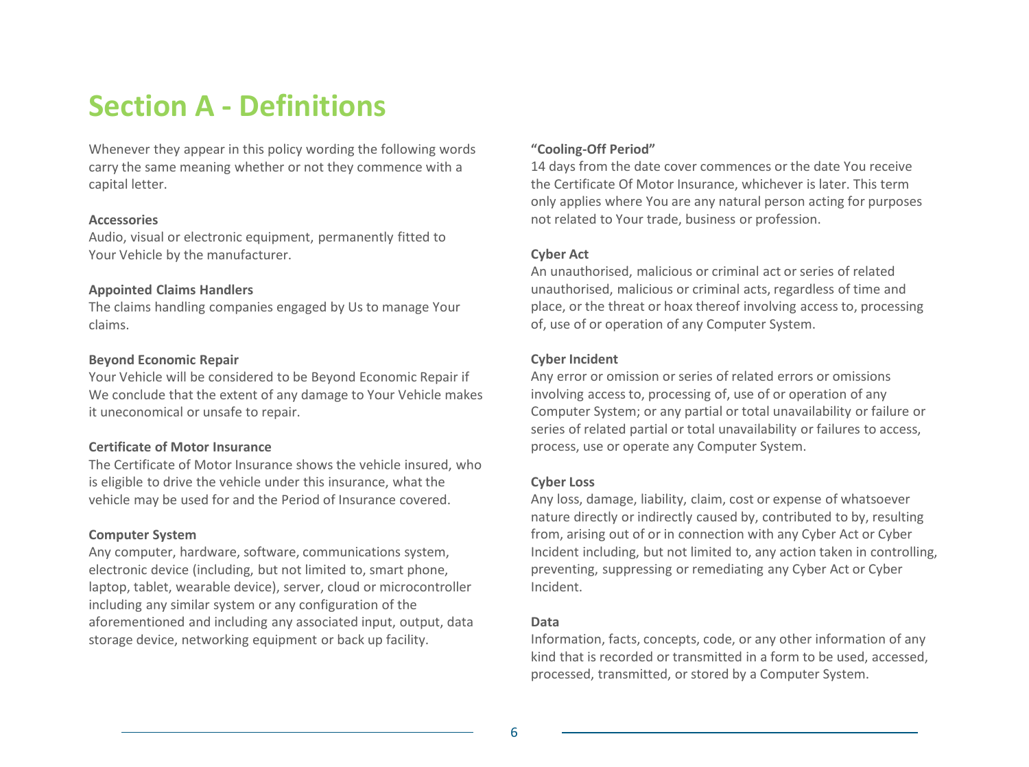# Section A - Definitions

Whenever they appear in this policy wording the following words carry the same meaning whether or not they commence with a capital letter.

**Accessories**
Audio, visual or electronic equipment, permanently fitted to Your Vehicle by the manufacturer.

**Appointed Claims Handlers**
The claims handling companies engaged by Us to manage Your claims.

**Beyond Economic Repair**
Your Vehicle will be considered to be Beyond Economic Repair if We conclude that the extent of any damage to Your Vehicle makes it uneconomical or unsafe to repair.

**Certificate of Motor Insurance**
The Certificate of Motor Insurance shows the vehicle insured, who is eligible to drive the vehicle under this insurance, what the vehicle may be used for and the Period of Insurance covered.

**Computer System**
Any computer, hardware, software, communications system, electronic device (including, but not limited to, smart phone, laptop, tablet, wearable device), server, cloud or microcontroller including any similar system or any configuration of the aforementioned and including any associated input, output, data storage device, networking equipment or back up facility.

**"Cooling-Off Period"**
14 days from the date cover commences or the date You receive the Certificate Of Motor Insurance, whichever is later. This term only applies where You are any natural person acting for purposes not related to Your trade, business or profession.

**Cyber Act**
An unauthorised, malicious or criminal act or series of related unauthorised, malicious or criminal acts, regardless of time and place, or the threat or hoax thereof involving access to, processing of, use of or operation of any Computer System.

**Cyber Incident**
Any error or omission or series of related errors or omissions involving access to, processing of, use of or operation of any Computer System; or any partial or total unavailability or failure or series of related partial or total unavailability or failures to access, process, use or operate any Computer System.

**Cyber Loss**
Any loss, damage, liability, claim, cost or expense of whatsoever nature directly or indirectly caused by, contributed to by, resulting from, arising out of or in connection with any Cyber Act or Cyber Incident including, but not limited to, any action taken in controlling, preventing, suppressing or remediating any Cyber Act or Cyber Incident.

**Data**
Information, facts, concepts, code, or any other information of any kind that is recorded or transmitted in a form to be used, accessed, processed, transmitted, or stored by a Computer System.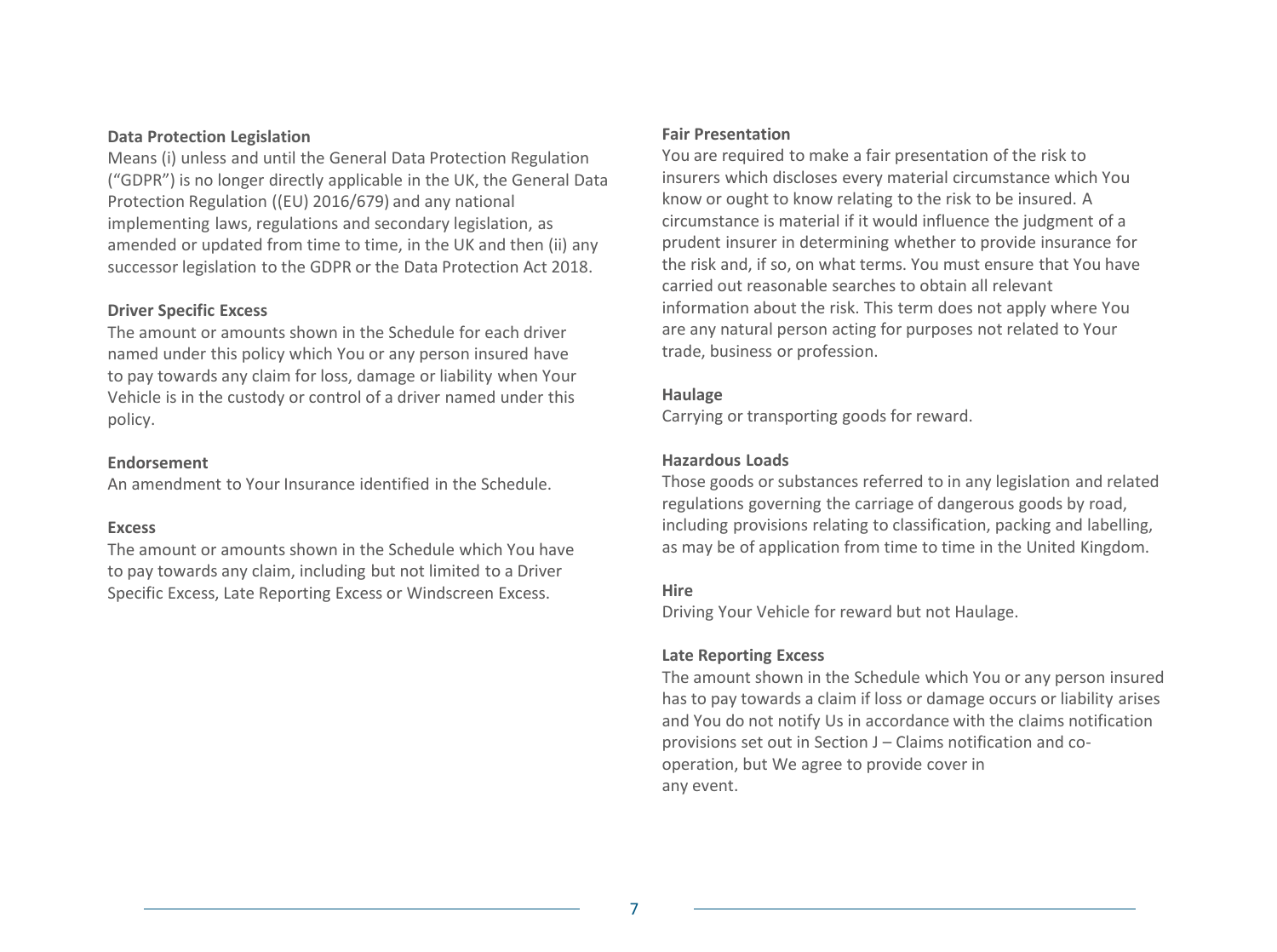**Data Protection Legislation**

Means (i) unless and until the General Data Protection Regulation (“GDPR”) is no longer directly applicable in the UK, the General Data Protection Regulation ((EU) 2016/679) and any national implementing laws, regulations and secondary legislation, as amended or updated from time to time, in the UK and then (ii) any successor legislation to the GDPR or the Data Protection Act 2018.

**Driver Specific Excess**

The amount or amounts shown in the Schedule for each driver named under this policy which You or any person insured have to pay towards any claim for loss, damage or liability when Your Vehicle is in the custody or control of a driver named under this policy.

**Endorsement**

An amendment to Your Insurance identified in the Schedule.

**Excess**

The amount or amounts shown in the Schedule which You have to pay towards any claim, including but not limited to a Driver Specific Excess, Late Reporting Excess or Windscreen Excess.

**Fair Presentation**

You are required to make a fair presentation of the risk to insurers which discloses every material circumstance which You know or ought to know relating to the risk to be insured. A circumstance is material if it would influence the judgment of a prudent insurer in determining whether to provide insurance for the risk and, if so, on what terms. You must ensure that You have carried out reasonable searches to obtain all relevant information about the risk. This term does not apply where You are any natural person acting for purposes not related to Your trade, business or profession.

**Haulage**

Carrying or transporting goods for reward.

**Hazardous Loads**

Those goods or substances referred to in any legislation and related regulations governing the carriage of dangerous goods by road, including provisions relating to classification, packing and labelling, as may be of application from time to time in the United Kingdom.

**Hire**

Driving Your Vehicle for reward but not Haulage.

**Late Reporting Excess**

The amount shown in the Schedule which You or any person insured has to pay towards a claim if loss or damage occurs or liability arises and You do not notify Us in accordance with the claims notification provisions set out in Section J – Claims notification and co-operation, but We agree to provide cover in any event.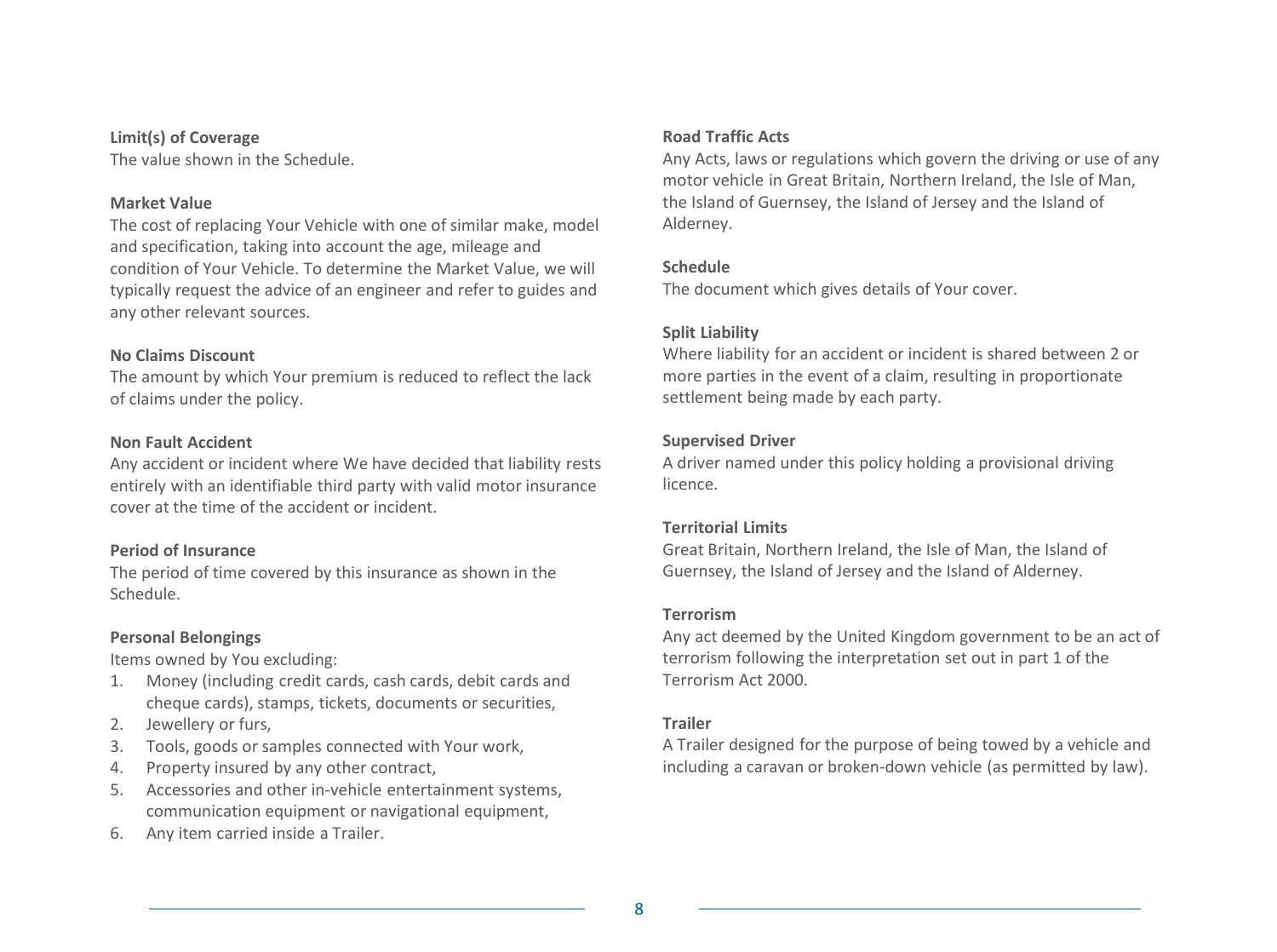**Limit(s) of Coverage**
The value shown in the Schedule.

**Market Value**
The cost of replacing Your Vehicle with one of similar make, model and specification, taking into account the age, mileage and condition of Your Vehicle. To determine the Market Value, we will typically request the advice of an engineer and refer to guides and any other relevant sources.

**No Claims Discount**
The amount by which Your premium is reduced to reflect the lack of claims under the policy.

**Non Fault Accident**
Any accident or incident where We have decided that liability rests entirely with an identifiable third party with valid motor insurance cover at the time of the accident or incident.

**Period of Insurance**
The period of time covered by this insurance as shown in the Schedule.

**Personal Belongings**
Items owned by You excluding:

1. Money (including credit cards, cash cards, debit cards and cheque cards), stamps, tickets, documents or securities,
2. Jewellery or furs,
3. Tools, goods or samples connected with Your work,
4. Property insured by any other contract,
5. Accessories and other in-vehicle entertainment systems, communication equipment or navigational equipment,
6. Any item carried inside a Trailer.

**Road Traffic Acts**
Any Acts, laws or regulations which govern the driving or use of any motor vehicle in Great Britain, Northern Ireland, the Isle of Man, the Island of Guernsey, the Island of Jersey and the Island of Alderney.

**Schedule**
The document which gives details of Your cover.

**Split Liability**
Where liability for an accident or incident is shared between 2 or more parties in the event of a claim, resulting in proportionate settlement being made by each party.

**Supervised Driver**
A driver named under this policy holding a provisional driving licence.

**Territorial Limits**
Great Britain, Northern Ireland, the Isle of Man, the Island of Guernsey, the Island of Jersey and the Island of Alderney.

**Terrorism**
Any act deemed by the United Kingdom government to be an act of terrorism following the interpretation set out in part 1 of the Terrorism Act 2000.

**Trailer**
A Trailer designed for the purpose of being towed by a vehicle and including a caravan or broken-down vehicle (as permitted by law).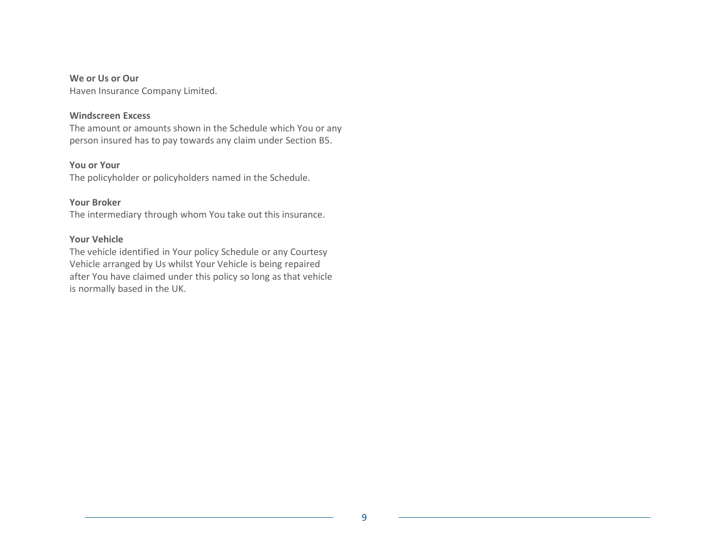**We or Us or Our**
Haven Insurance Company Limited.

**Windscreen Excess**
The amount or amounts shown in the Schedule which You or any person insured has to pay towards any claim under Section B5.

**You or Your**
The policyholder or policyholders named in the Schedule.

**Your Broker**
The intermediary through whom You take out this insurance.

**Your Vehicle**
The vehicle identified in Your policy Schedule or any Courtesy Vehicle arranged by Us whilst Your Vehicle is being repaired after You have claimed under this policy so long as that vehicle is normally based in the UK.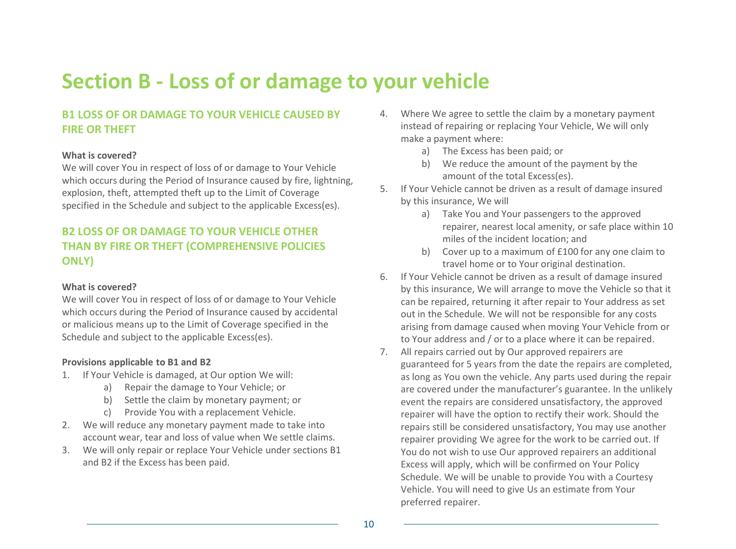# Section B - Loss of or damage to your vehicle

## B1 LOSS OF OR DAMAGE TO YOUR VEHICLE CAUSED BY FIRE OR THEFT

**What is covered?**

We will cover You in respect of loss of or damage to Your Vehicle which occurs during the Period of Insurance caused by fire, lightning, explosion, theft, attempted theft up to the Limit of Coverage specified in the Schedule and subject to the applicable Excess(es).

## B2 LOSS OF OR DAMAGE TO YOUR VEHICLE OTHER THAN BY FIRE OR THEFT (COMPREHENSIVE POLICIES ONLY)

**What is covered?**

We will cover You in respect of loss of or damage to Your Vehicle which occurs during the Period of Insurance caused by accidental or malicious means up to the Limit of Coverage specified in the Schedule and subject to the applicable Excess(es).

**Provisions applicable to B1 and B2**

1. If Your Vehicle is damaged, at Our option We will:
   a) Repair the damage to Your Vehicle; or
   b) Settle the claim by monetary payment; or
   c) Provide You with a replacement Vehicle.
2. We will reduce any monetary payment made to take into account wear, tear and loss of value when We settle claims.
3. We will only repair or replace Your Vehicle under sections B1 and B2 if the Excess has been paid.
4. Where We agree to settle the claim by a monetary payment instead of repairing or replacing Your Vehicle, We will only make a payment where:
   a) The Excess has been paid; or
   b) We reduce the amount of the payment by the amount of the total Excess(es).
5. If Your Vehicle cannot be driven as a result of damage insured by this insurance, We will
   a) Take You and Your passengers to the approved repairer, nearest local amenity, or safe place within 10 miles of the incident location; and
   b) Cover up to a maximum of £100 for any one claim to travel home or to Your original destination.
6. If Your Vehicle cannot be driven as a result of damage insured by this insurance, We will arrange to move the Vehicle so that it can be repaired, returning it after repair to Your address as set out in the Schedule. We will not be responsible for any costs arising from damage caused when moving Your Vehicle from or to Your address and / or to a place where it can be repaired.
7. All repairs carried out by Our approved repairers are guaranteed for 5 years from the date the repairs are completed, as long as You own the vehicle. Any parts used during the repair are covered under the manufacturer's guarantee. In the unlikely event the repairs are considered unsatisfactory, the approved repairer will have the option to rectify their work. Should the repairs still be considered unsatisfactory, You may use another repairer providing We agree for the work to be carried out. If You do not wish to use Our approved repairers an additional Excess will apply, which will be confirmed on Your Policy Schedule. We will be unable to provide You with a Courtesy Vehicle. You will need to give Us an estimate from Your preferred repairer.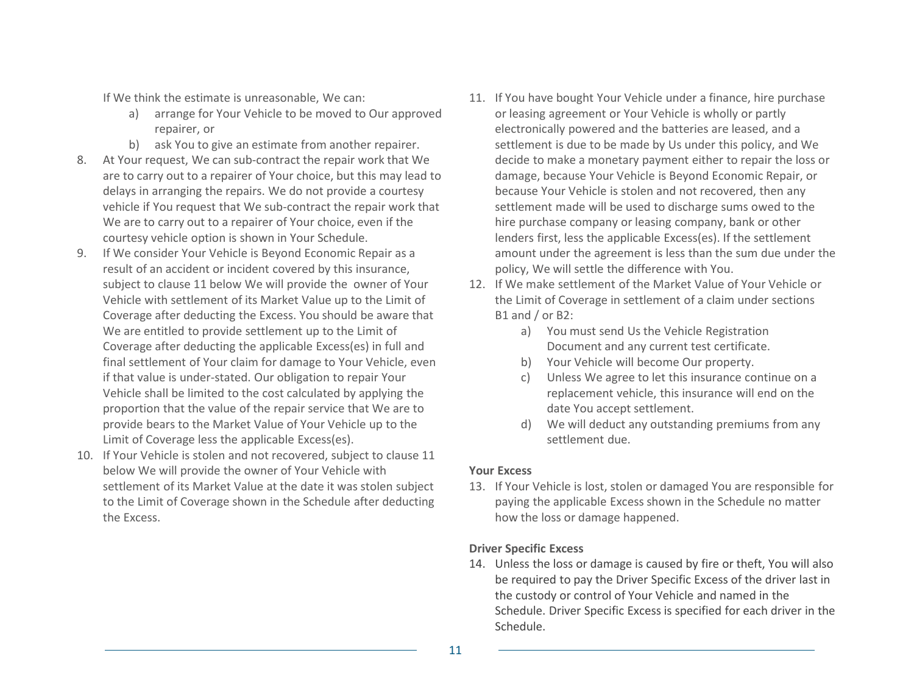If We think the estimate is unreasonable, We can:

a) arrange for Your Vehicle to be moved to Our approved repairer, or
b) ask You to give an estimate from another repairer.

8. At Your request, We can sub-contract the repair work that We are to carry out to a repairer of Your choice, but this may lead to delays in arranging the repairs. We do not provide a courtesy vehicle if You request that We sub-contract the repair work that We are to carry out to a repairer of Your choice, even if the courtesy vehicle option is shown in Your Schedule.
9. If We consider Your Vehicle is Beyond Economic Repair as a result of an accident or incident covered by this insurance, subject to clause 11 below We will provide the owner of Your Vehicle with settlement of its Market Value up to the Limit of Coverage after deducting the Excess. You should be aware that We are entitled to provide settlement up to the Limit of Coverage after deducting the applicable Excess(es) in full and final settlement of Your claim for damage to Your Vehicle, even if that value is under-stated. Our obligation to repair Your Vehicle shall be limited to the cost calculated by applying the proportion that the value of the repair service that We are to provide bears to the Market Value of Your Vehicle up to the Limit of Coverage less the applicable Excess(es).
10. If Your Vehicle is stolen and not recovered, subject to clause 11 below We will provide the owner of Your Vehicle with settlement of its Market Value at the date it was stolen subject to the Limit of Coverage shown in the Schedule after deducting the Excess.
11. If You have bought Your Vehicle under a finance, hire purchase or leasing agreement or Your Vehicle is wholly or partly electronically powered and the batteries are leased, and a settlement is due to be made by Us under this policy, and We decide to make a monetary payment either to repair the loss or damage, because Your Vehicle is Beyond Economic Repair, or because Your Vehicle is stolen and not recovered, then any settlement made will be used to discharge sums owed to the hire purchase company or leasing company, bank or other lenders first, less the applicable Excess(es). If the settlement amount under the agreement is less than the sum due under the policy, We will settle the difference with You.
12. If We make settlement of the Market Value of Your Vehicle or the Limit of Coverage in settlement of a claim under sections B1 and / or B2:
    a) You must send Us the Vehicle Registration Document and any current test certificate.
    b) Your Vehicle will become Our property.
    c) Unless We agree to let this insurance continue on a replacement vehicle, this insurance will end on the date You accept settlement.
    d) We will deduct any outstanding premiums from any settlement due.

**Your Excess**

13. If Your Vehicle is lost, stolen or damaged You are responsible for paying the applicable Excess shown in the Schedule no matter how the loss or damage happened.

**Driver Specific Excess**

14. Unless the loss or damage is caused by fire or theft, You will also be required to pay the Driver Specific Excess of the driver last in the custody or control of Your Vehicle and named in the Schedule. Driver Specific Excess is specified for each driver in the Schedule.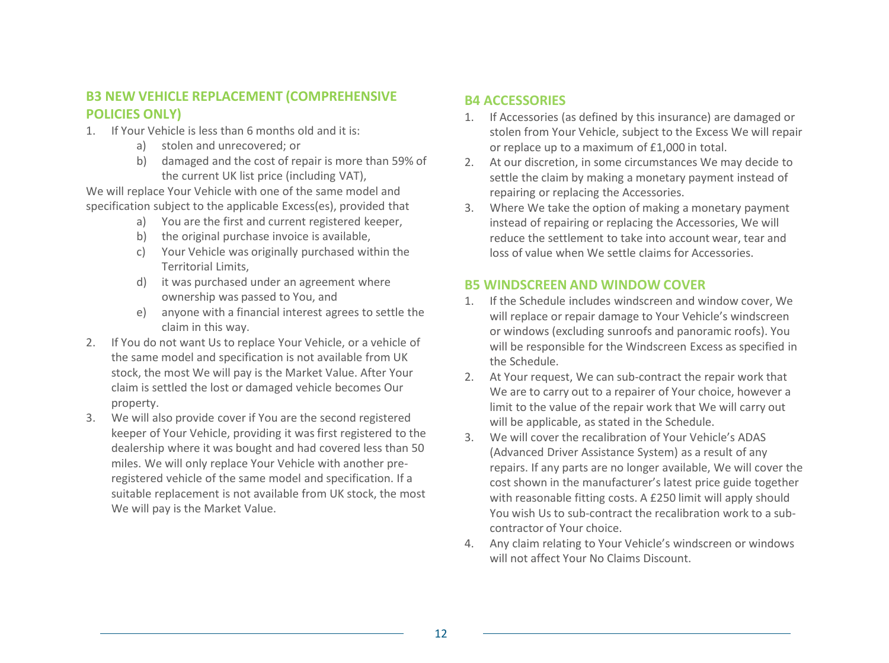## B3 NEW VEHICLE REPLACEMENT (COMPREHENSIVE POLICIES ONLY)

1. If Your Vehicle is less than 6 months old and it is:
   a) stolen and unrecovered; or
   b) damaged and the cost of repair is more than 59% of the current UK list price (including VAT),

We will replace Your Vehicle with one of the same model and specification subject to the applicable Excess(es), provided that

   a) You are the first and current registered keeper,
   b) the original purchase invoice is available,
   c) Your Vehicle was originally purchased within the Territorial Limits,
   d) it was purchased under an agreement where ownership was passed to You, and
   e) anyone with a financial interest agrees to settle the claim in this way.

2. If You do not want Us to replace Your Vehicle, or a vehicle of the same model and specification is not available from UK stock, the most We will pay is the Market Value. After Your claim is settled the lost or damaged vehicle becomes Our property.
3. We will also provide cover if You are the second registered keeper of Your Vehicle, providing it was first registered to the dealership where it was bought and had covered less than 50 miles. We will only replace Your Vehicle with another pre-registered vehicle of the same model and specification. If a suitable replacement is not available from UK stock, the most We will pay is the Market Value.

## B4 ACCESSORIES

1. If Accessories (as defined by this insurance) are damaged or stolen from Your Vehicle, subject to the Excess We will repair or replace up to a maximum of £1,000 in total.
2. At our discretion, in some circumstances We may decide to settle the claim by making a monetary payment instead of repairing or replacing the Accessories.
3. Where We take the option of making a monetary payment instead of repairing or replacing the Accessories, We will reduce the settlement to take into account wear, tear and loss of value when We settle claims for Accessories.

## B5 WINDSCREEN AND WINDOW COVER

1. If the Schedule includes windscreen and window cover, We will replace or repair damage to Your Vehicle's windscreen or windows (excluding sunroofs and panoramic roofs). You will be responsible for the Windscreen Excess as specified in the Schedule.
2. At Your request, We can sub-contract the repair work that We are to carry out to a repairer of Your choice, however a limit to the value of the repair work that We will carry out will be applicable, as stated in the Schedule.
3. We will cover the recalibration of Your Vehicle's ADAS (Advanced Driver Assistance System) as a result of any repairs. If any parts are no longer available, We will cover the cost shown in the manufacturer's latest price guide together with reasonable fitting costs. A £250 limit will apply should You wish Us to sub-contract the recalibration work to a sub-contractor of Your choice.
4. Any claim relating to Your Vehicle's windscreen or windows will not affect Your No Claims Discount.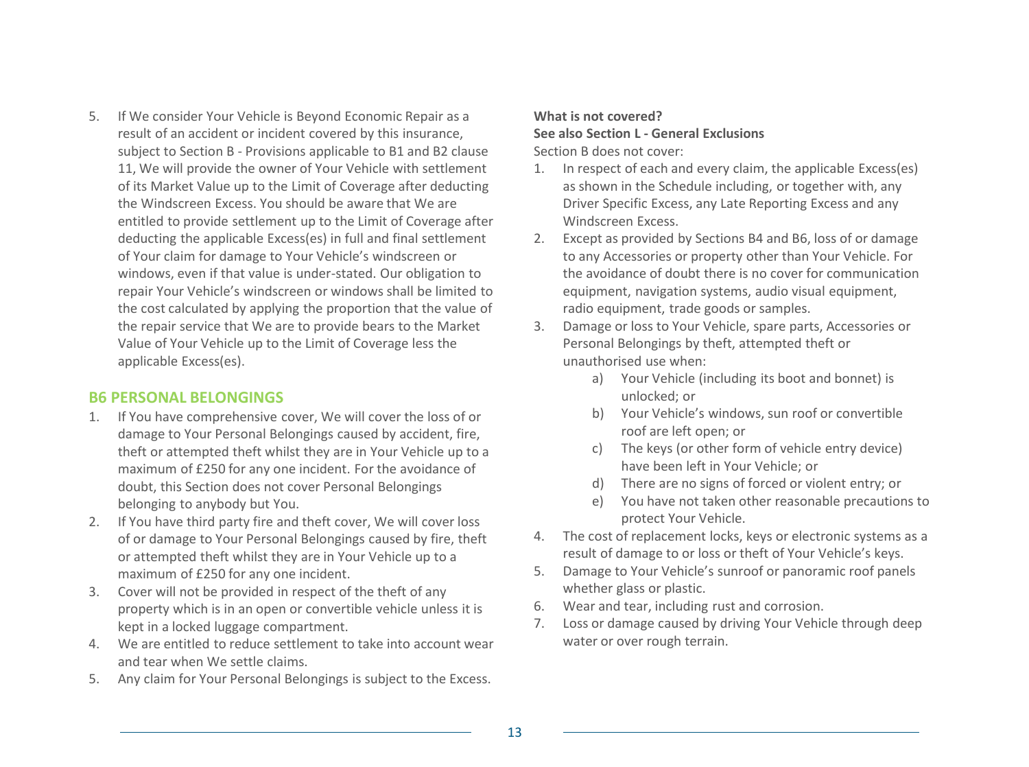5. If We consider Your Vehicle is Beyond Economic Repair as a result of an accident or incident covered by this insurance, subject to Section B - Provisions applicable to B1 and B2 clause 11, We will provide the owner of Your Vehicle with settlement of its Market Value up to the Limit of Coverage after deducting the Windscreen Excess. You should be aware that We are entitled to provide settlement up to the Limit of Coverage after deducting the applicable Excess(es) in full and final settlement of Your claim for damage to Your Vehicle's windscreen or windows, even if that value is under-stated. Our obligation to repair Your Vehicle's windscreen or windows shall be limited to the cost calculated by applying the proportion that the value of the repair service that We are to provide bears to the Market Value of Your Vehicle up to the Limit of Coverage less the applicable Excess(es).

## B6 PERSONAL BELONGINGS

1. If You have comprehensive cover, We will cover the loss of or damage to Your Personal Belongings caused by accident, fire, theft or attempted theft whilst they are in Your Vehicle up to a maximum of £250 for any one incident. For the avoidance of doubt, this Section does not cover Personal Belongings belonging to anybody but You.
2. If You have third party fire and theft cover, We will cover loss of or damage to Your Personal Belongings caused by fire, theft or attempted theft whilst they are in Your Vehicle up to a maximum of £250 for any one incident.
3. Cover will not be provided in respect of the theft of any property which is in an open or convertible vehicle unless it is kept in a locked luggage compartment.
4. We are entitled to reduce settlement to take into account wear and tear when We settle claims.
5. Any claim for Your Personal Belongings is subject to the Excess.

**What is not covered?**
**See also Section L - General Exclusions**
Section B does not cover:

1. In respect of each and every claim, the applicable Excess(es) as shown in the Schedule including, or together with, any Driver Specific Excess, any Late Reporting Excess and any Windscreen Excess.
2. Except as provided by Sections B4 and B6, loss of or damage to any Accessories or property other than Your Vehicle. For the avoidance of doubt there is no cover for communication equipment, navigation systems, audio visual equipment, radio equipment, trade goods or samples.
3. Damage or loss to Your Vehicle, spare parts, Accessories or Personal Belongings by theft, attempted theft or unauthorised use when:
    a) Your Vehicle (including its boot and bonnet) is unlocked; or
    b) Your Vehicle's windows, sun roof or convertible roof are left open; or
    c) The keys (or other form of vehicle entry device) have been left in Your Vehicle; or
    d) There are no signs of forced or violent entry; or
    e) You have not taken other reasonable precautions to protect Your Vehicle.
4. The cost of replacement locks, keys or electronic systems as a result of damage to or loss or theft of Your Vehicle's keys.
5. Damage to Your Vehicle's sunroof or panoramic roof panels whether glass or plastic.
6. Wear and tear, including rust and corrosion.
7. Loss or damage caused by driving Your Vehicle through deep water or over rough terrain.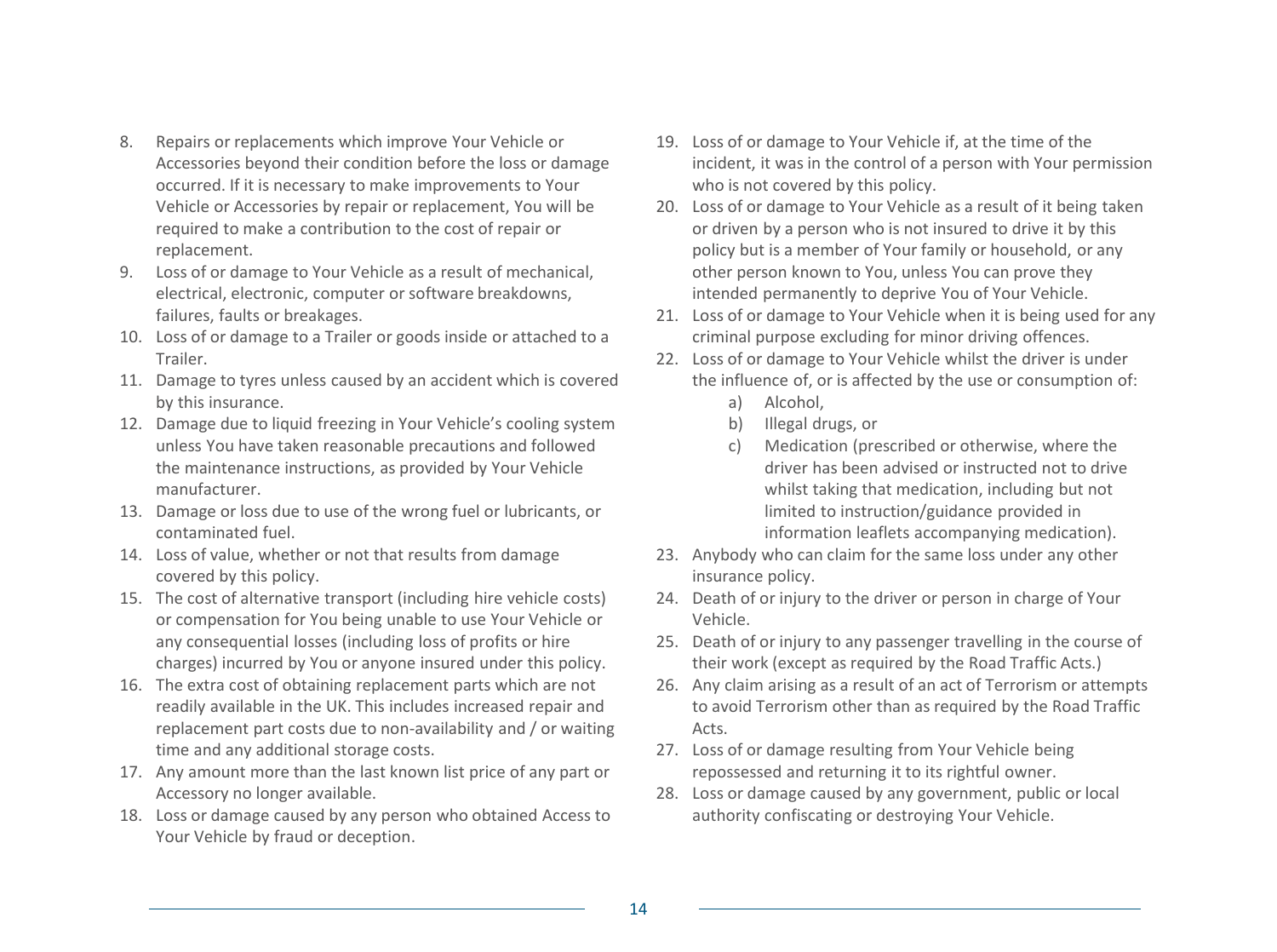8. Repairs or replacements which improve Your Vehicle or Accessories beyond their condition before the loss or damage occurred. If it is necessary to make improvements to Your Vehicle or Accessories by repair or replacement, You will be required to make a contribution to the cost of repair or replacement.
9. Loss of or damage to Your Vehicle as a result of mechanical, electrical, electronic, computer or software breakdowns, failures, faults or breakages.
10. Loss of or damage to a Trailer or goods inside or attached to a Trailer.
11. Damage to tyres unless caused by an accident which is covered by this insurance.
12. Damage due to liquid freezing in Your Vehicle's cooling system unless You have taken reasonable precautions and followed the maintenance instructions, as provided by Your Vehicle manufacturer.
13. Damage or loss due to use of the wrong fuel or lubricants, or contaminated fuel.
14. Loss of value, whether or not that results from damage covered by this policy.
15. The cost of alternative transport (including hire vehicle costs) or compensation for You being unable to use Your Vehicle or any consequential losses (including loss of profits or hire charges) incurred by You or anyone insured under this policy.
16. The extra cost of obtaining replacement parts which are not readily available in the UK. This includes increased repair and replacement part costs due to non-availability and / or waiting time and any additional storage costs.
17. Any amount more than the last known list price of any part or Accessory no longer available.
18. Loss or damage caused by any person who obtained Access to Your Vehicle by fraud or deception.
19. Loss of or damage to Your Vehicle if, at the time of the incident, it was in the control of a person with Your permission who is not covered by this policy.
20. Loss of or damage to Your Vehicle as a result of it being taken or driven by a person who is not insured to drive it by this policy but is a member of Your family or household, or any other person known to You, unless You can prove they intended permanently to deprive You of Your Vehicle.
21. Loss of or damage to Your Vehicle when it is being used for any criminal purpose excluding for minor driving offences.
22. Loss of or damage to Your Vehicle whilst the driver is under the influence of, or is affected by the use or consumption of:
    a) Alcohol,
    b) Illegal drugs, or
    c) Medication (prescribed or otherwise, where the driver has been advised or instructed not to drive whilst taking that medication, including but not limited to instruction/guidance provided in information leaflets accompanying medication).
23. Anybody who can claim for the same loss under any other insurance policy.
24. Death of or injury to the driver or person in charge of Your Vehicle.
25. Death of or injury to any passenger travelling in the course of their work (except as required by the Road Traffic Acts.)
26. Any claim arising as a result of an act of Terrorism or attempts to avoid Terrorism other than as required by the Road Traffic Acts.
27. Loss of or damage resulting from Your Vehicle being repossessed and returning it to its rightful owner.
28. Loss or damage caused by any government, public or local authority confiscating or destroying Your Vehicle.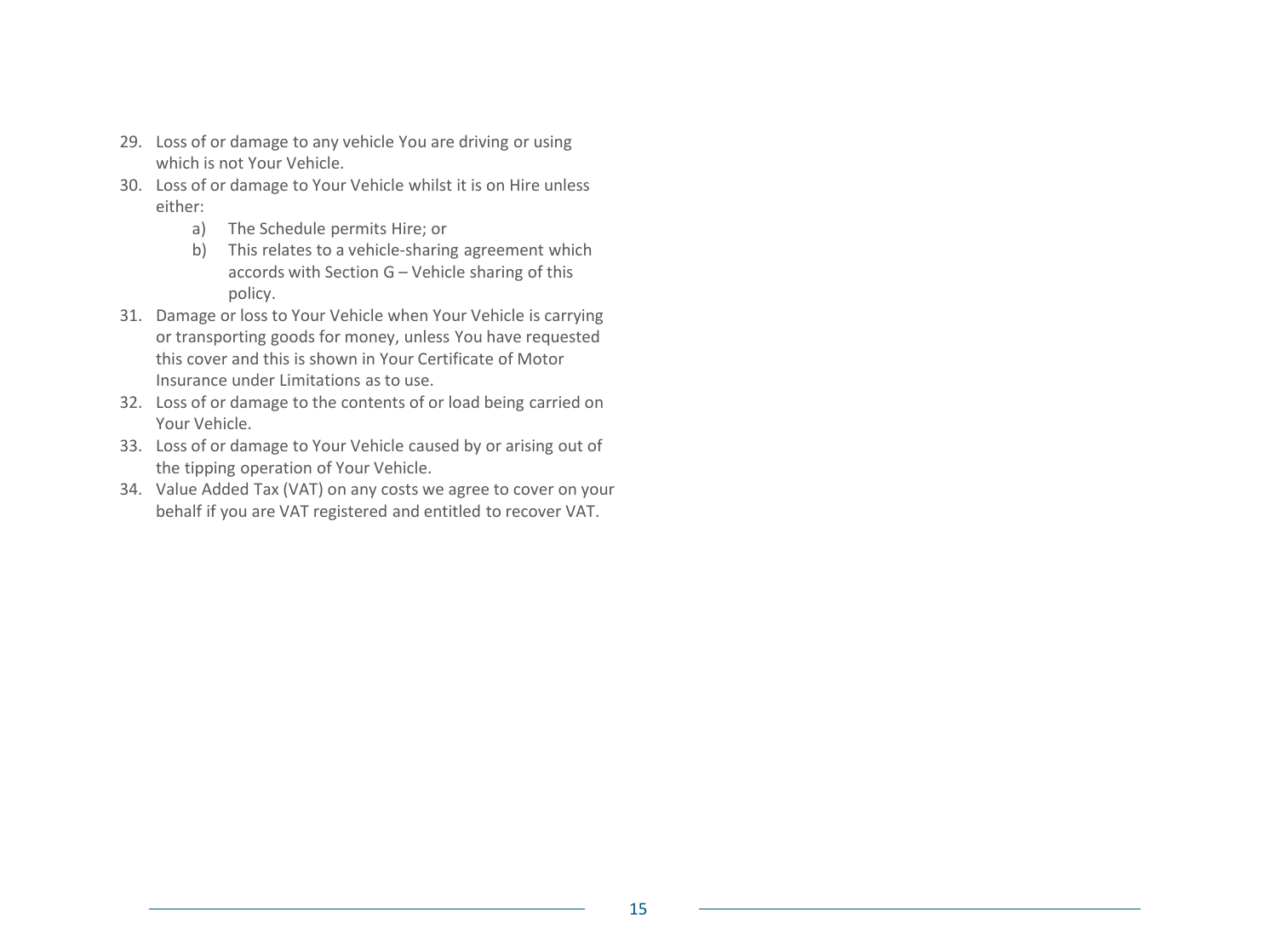29. Loss of or damage to any vehicle You are driving or using which is not Your Vehicle.
30. Loss of or damage to Your Vehicle whilst it is on Hire unless either:
    a) The Schedule permits Hire; or
    b) This relates to a vehicle-sharing agreement which accords with Section G – Vehicle sharing of this policy.
31. Damage or loss to Your Vehicle when Your Vehicle is carrying or transporting goods for money, unless You have requested this cover and this is shown in Your Certificate of Motor Insurance under Limitations as to use.
32. Loss of or damage to the contents of or load being carried on Your Vehicle.
33. Loss of or damage to Your Vehicle caused by or arising out of the tipping operation of Your Vehicle.
34. Value Added Tax (VAT) on any costs we agree to cover on your behalf if you are VAT registered and entitled to recover VAT.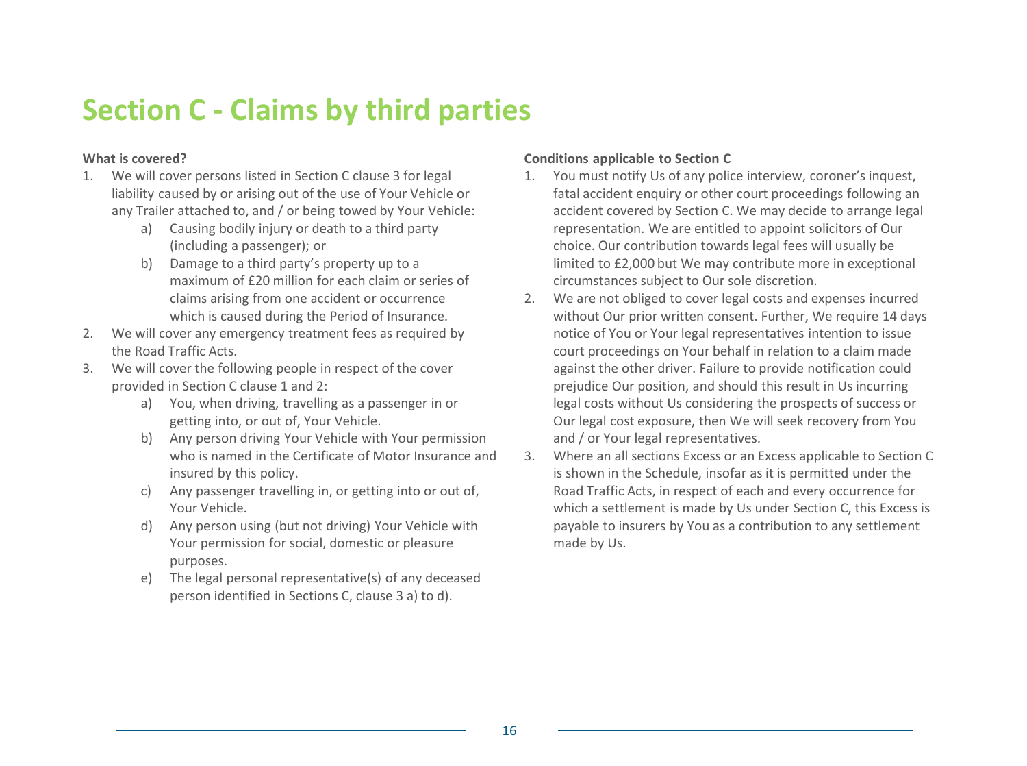# Section C - Claims by third parties

**What is covered?**

1. We will cover persons listed in Section C clause 3 for legal liability caused by or arising out of the use of Your Vehicle or any Trailer attached to, and / or being towed by Your Vehicle:
    a) Causing bodily injury or death to a third party (including a passenger); or
    b) Damage to a third party's property up to a maximum of £20 million for each claim or series of claims arising from one accident or occurrence which is caused during the Period of Insurance.
2. We will cover any emergency treatment fees as required by the Road Traffic Acts.
3. We will cover the following people in respect of the cover provided in Section C clause 1 and 2:
    a) You, when driving, travelling as a passenger in or getting into, or out of, Your Vehicle.
    b) Any person driving Your Vehicle with Your permission who is named in the Certificate of Motor Insurance and insured by this policy.
    c) Any passenger travelling in, or getting into or out of, Your Vehicle.
    d) Any person using (but not driving) Your Vehicle with Your permission for social, domestic or pleasure purposes.
    e) The legal personal representative(s) of any deceased person identified in Sections C, clause 3 a) to d).

**Conditions applicable to Section C**

1. You must notify Us of any police interview, coroner's inquest, fatal accident enquiry or other court proceedings following an accident covered by Section C. We may decide to arrange legal representation. We are entitled to appoint solicitors of Our choice. Our contribution towards legal fees will usually be limited to £2,000 but We may contribute more in exceptional circumstances subject to Our sole discretion.
2. We are not obliged to cover legal costs and expenses incurred without Our prior written consent. Further, We require 14 days notice of You or Your legal representatives intention to issue court proceedings on Your behalf in relation to a claim made against the other driver. Failure to provide notification could prejudice Our position, and should this result in Us incurring legal costs without Us considering the prospects of success or Our legal cost exposure, then We will seek recovery from You and / or Your legal representatives.
3. Where an all sections Excess or an Excess applicable to Section C is shown in the Schedule, insofar as it is permitted under the Road Traffic Acts, in respect of each and every occurrence for which a settlement is made by Us under Section C, this Excess is payable to insurers by You as a contribution to any settlement made by Us.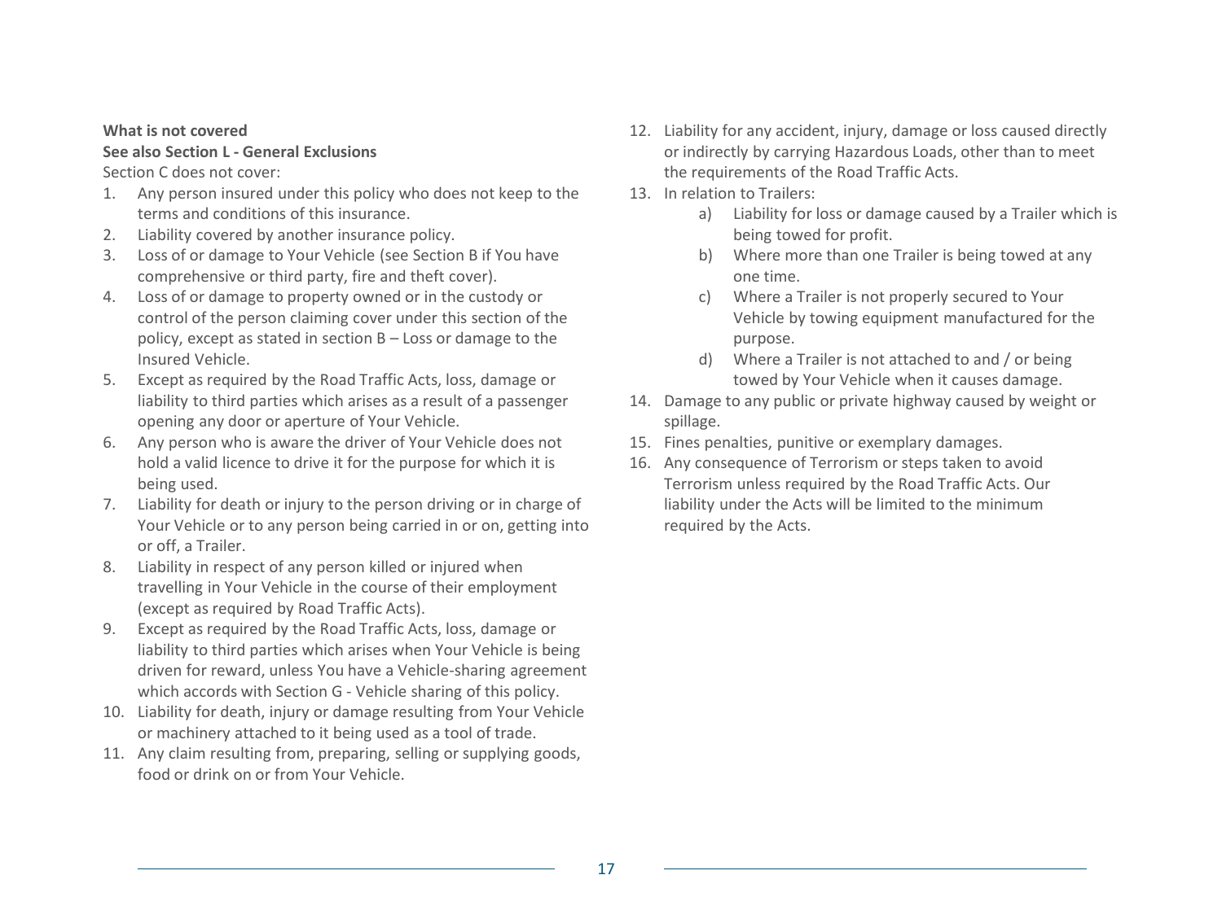**What is not covered**

**See also Section L - General Exclusions**

Section C does not cover:

1. Any person insured under this policy who does not keep to the terms and conditions of this insurance.
2. Liability covered by another insurance policy.
3. Loss of or damage to Your Vehicle (see Section B if You have comprehensive or third party, fire and theft cover).
4. Loss of or damage to property owned or in the custody or control of the person claiming cover under this section of the policy, except as stated in section B – Loss or damage to the Insured Vehicle.
5. Except as required by the Road Traffic Acts, loss, damage or liability to third parties which arises as a result of a passenger opening any door or aperture of Your Vehicle.
6. Any person who is aware the driver of Your Vehicle does not hold a valid licence to drive it for the purpose for which it is being used.
7. Liability for death or injury to the person driving or in charge of Your Vehicle or to any person being carried in or on, getting into or off, a Trailer.
8. Liability in respect of any person killed or injured when travelling in Your Vehicle in the course of their employment (except as required by Road Traffic Acts).
9. Except as required by the Road Traffic Acts, loss, damage or liability to third parties which arises when Your Vehicle is being driven for reward, unless You have a Vehicle-sharing agreement which accords with Section G - Vehicle sharing of this policy.
10. Liability for death, injury or damage resulting from Your Vehicle or machinery attached to it being used as a tool of trade.
11. Any claim resulting from, preparing, selling or supplying goods, food or drink on or from Your Vehicle.
12. Liability for any accident, injury, damage or loss caused directly or indirectly by carrying Hazardous Loads, other than to meet the requirements of the Road Traffic Acts.
13. In relation to Trailers:
    a) Liability for loss or damage caused by a Trailer which is being towed for profit.
    b) Where more than one Trailer is being towed at any one time.
    c) Where a Trailer is not properly secured to Your Vehicle by towing equipment manufactured for the purpose.
    d) Where a Trailer is not attached to and / or being towed by Your Vehicle when it causes damage.
14. Damage to any public or private highway caused by weight or spillage.
15. Fines penalties, punitive or exemplary damages.
16. Any consequence of Terrorism or steps taken to avoid Terrorism unless required by the Road Traffic Acts. Our liability under the Acts will be limited to the minimum required by the Acts.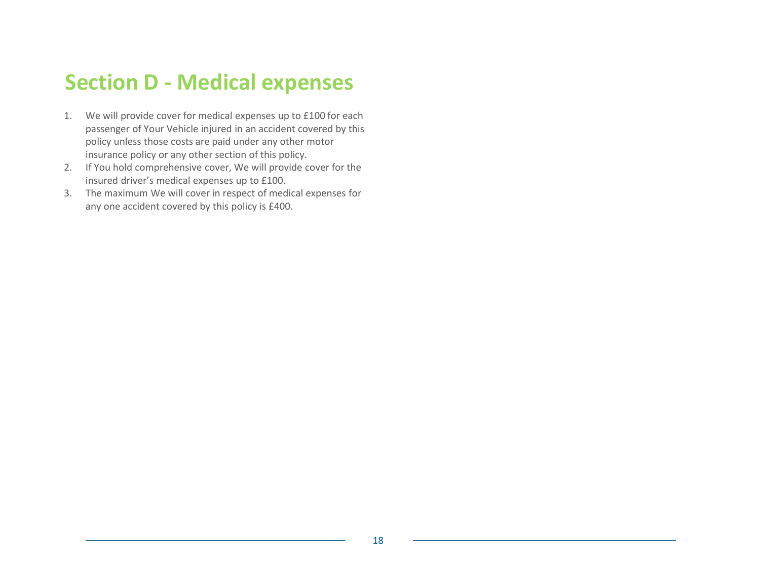# Section D - Medical expenses

1. We will provide cover for medical expenses up to £100 for each passenger of Your Vehicle injured in an accident covered by this policy unless those costs are paid under any other motor insurance policy or any other section of this policy.
2. If You hold comprehensive cover, We will provide cover for the insured driver's medical expenses up to £100.
3. The maximum We will cover in respect of medical expenses for any one accident covered by this policy is £400.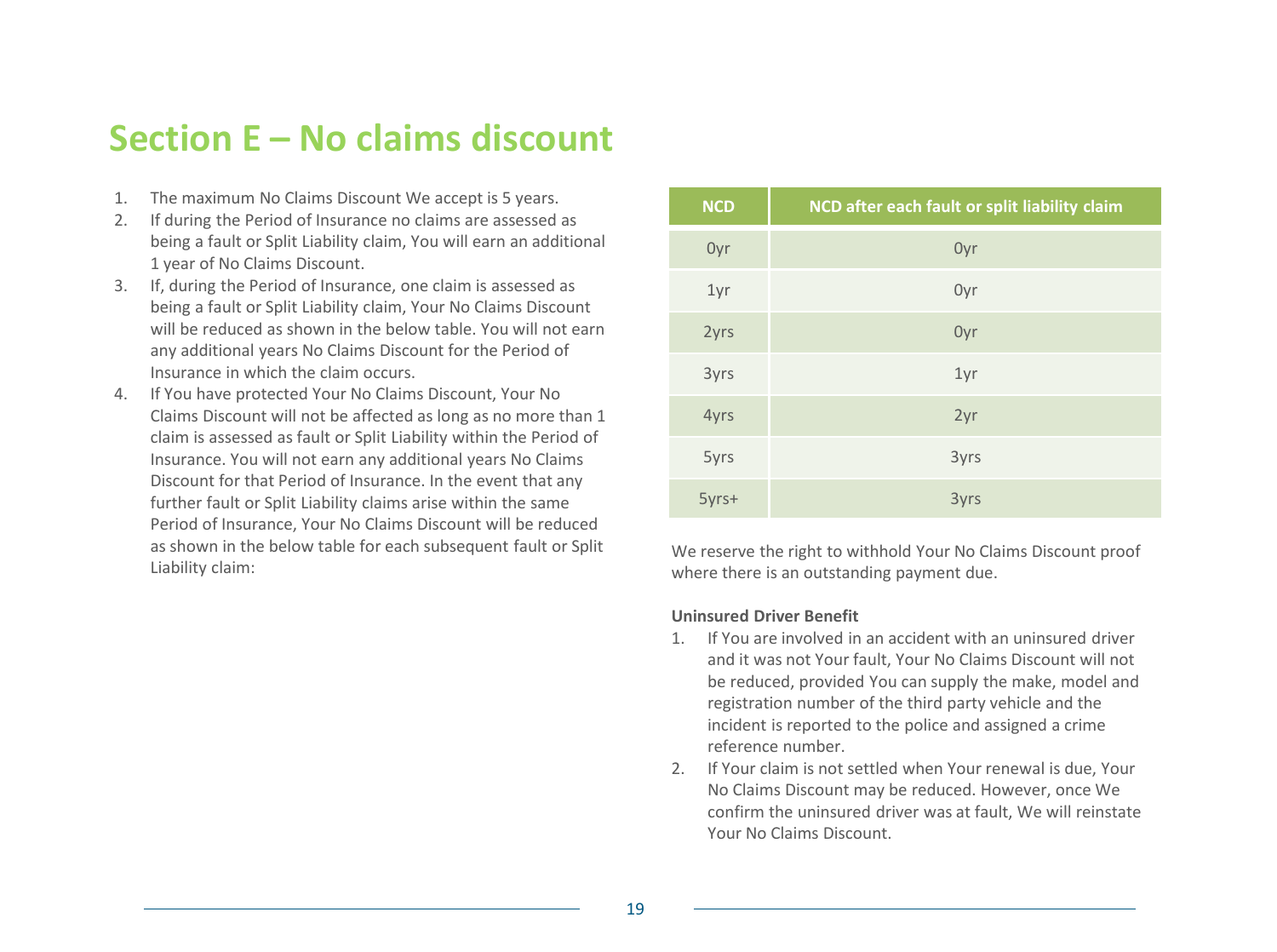# Section E – No claims discount

1. The maximum No Claims Discount We accept is 5 years.
2. If during the Period of Insurance no claims are assessed as being a fault or Split Liability claim, You will earn an additional 1 year of No Claims Discount.
3. If, during the Period of Insurance, one claim is assessed as being a fault or Split Liability claim, Your No Claims Discount will be reduced as shown in the below table. You will not earn any additional years No Claims Discount for the Period of Insurance in which the claim occurs.
4. If You have protected Your No Claims Discount, Your No Claims Discount will not be affected as long as no more than 1 claim is assessed as fault or Split Liability within the Period of Insurance. You will not earn any additional years No Claims Discount for that Period of Insurance. In the event that any further fault or Split Liability claims arise within the same Period of Insurance, Your No Claims Discount will be reduced as shown in the below table for each subsequent fault or Split Liability claim:

| NCD | NCD after each fault or split liability claim |
| --- | --- |
| 0yr | 0yr |
| 1yr | 0yr |
| 2yrs | 0yr |
| 3yrs | 1yr |
| 4yrs | 2yr |
| 5yrs | 3yrs |
| 5yrs+ | 3yrs |

We reserve the right to withhold Your No Claims Discount proof where there is an outstanding payment due.

**Uninsured Driver Benefit**

1. If You are involved in an accident with an uninsured driver and it was not Your fault, Your No Claims Discount will not be reduced, provided You can supply the make, model and registration number of the third party vehicle and the incident is reported to the police and assigned a crime reference number.
2. If Your claim is not settled when Your renewal is due, Your No Claims Discount may be reduced. However, once We confirm the uninsured driver was at fault, We will reinstate Your No Claims Discount.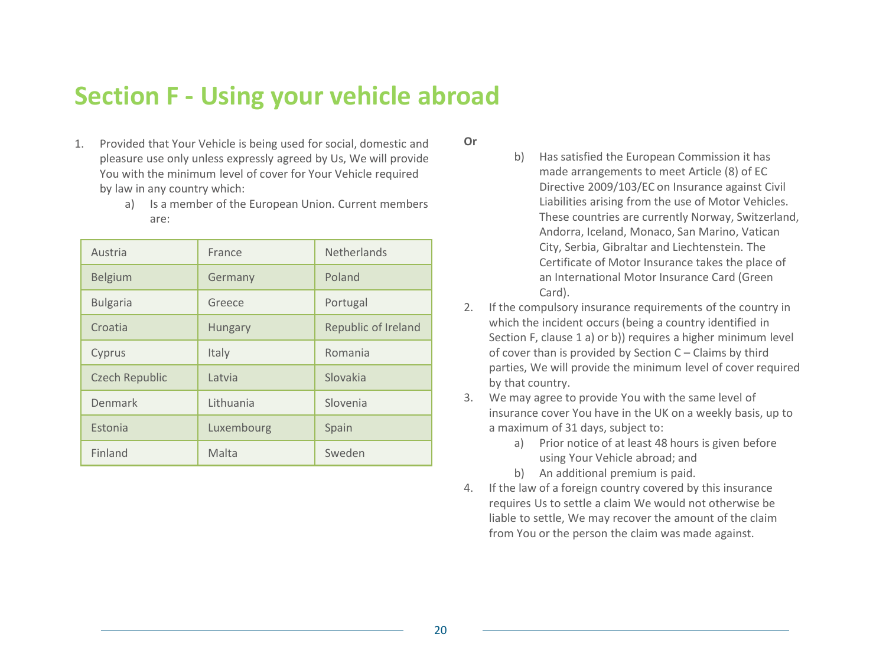# Section F - Using your vehicle abroad

1. Provided that Your Vehicle is being used for social, domestic and pleasure use only unless expressly agreed by Us, We will provide You with the minimum level of cover for Your Vehicle required by law in any country which:
    a) Is a member of the European Union. Current members are:

| Austria | France | Netherlands |
|---|---|---|
| Belgium | Germany | Poland |
| Bulgaria | Greece | Portugal |
| Croatia | Hungary | Republic of Ireland |
| Cyprus | Italy | Romania |
| Czech Republic | Latvia | Slovakia |
| Denmark | Lithuania | Slovenia |
| Estonia | Luxembourg | Spain |
| Finland | Malta | Sweden |

**Or**

    b) Has satisfied the European Commission it has made arrangements to meet Article (8) of EC Directive 2009/103/EC on Insurance against Civil Liabilities arising from the use of Motor Vehicles. These countries are currently Norway, Switzerland, Andorra, Iceland, Monaco, San Marino, Vatican City, Serbia, Gibraltar and Liechtenstein. The Certificate of Motor Insurance takes the place of an International Motor Insurance Card (Green Card).

2. If the compulsory insurance requirements of the country in which the incident occurs (being a country identified in Section F, clause 1 a) or b)) requires a higher minimum level of cover than is provided by Section C – Claims by third parties, We will provide the minimum level of cover required by that country.
3. We may agree to provide You with the same level of insurance cover You have in the UK on a weekly basis, up to a maximum of 31 days, subject to:
    a) Prior notice of at least 48 hours is given before using Your Vehicle abroad; and
    b) An additional premium is paid.
4. If the law of a foreign country covered by this insurance requires Us to settle a claim We would not otherwise be liable to settle, We may recover the amount of the claim from You or the person the claim was made against.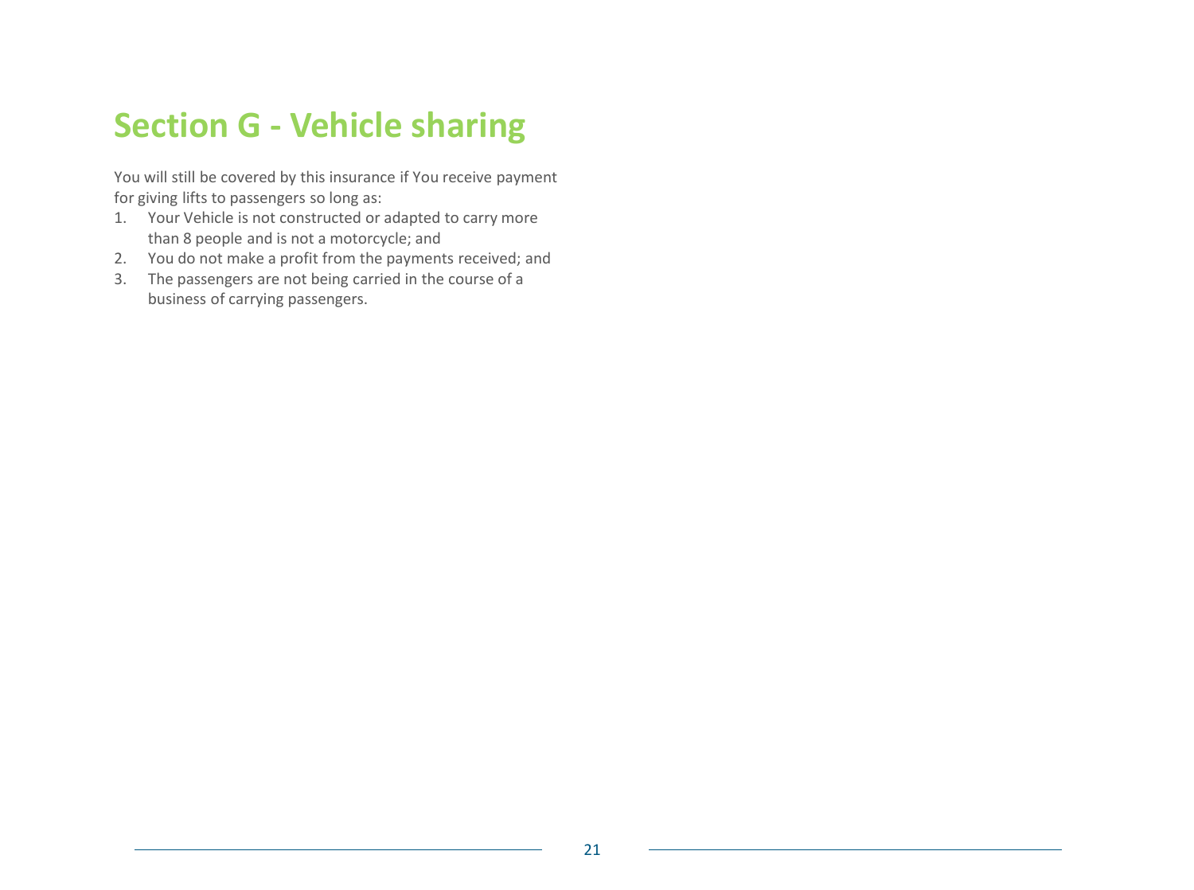## Section G - Vehicle sharing

You will still be covered by this insurance if You receive payment for giving lifts to passengers so long as:

1. Your Vehicle is not constructed or adapted to carry more than 8 people and is not a motorcycle; and
2. You do not make a profit from the payments received; and
3. The passengers are not being carried in the course of a business of carrying passengers.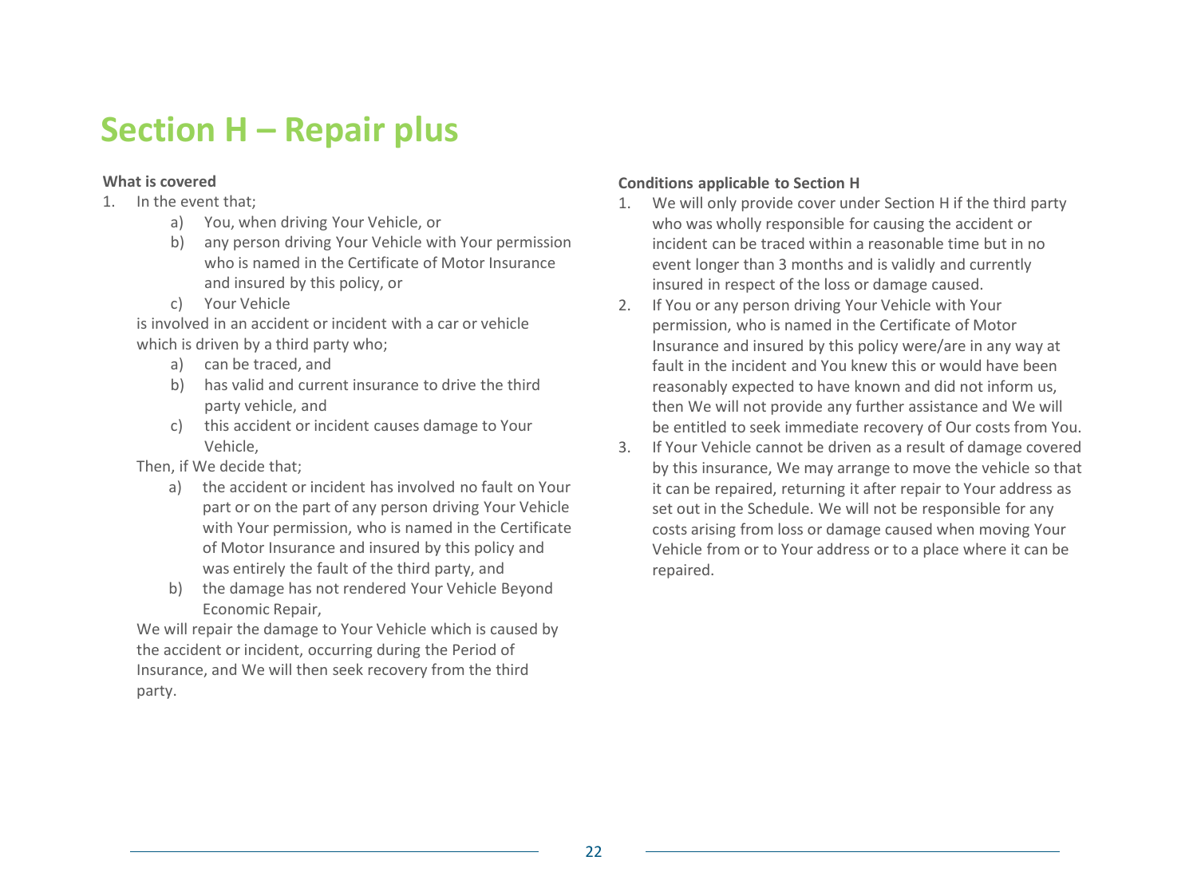# Section H – Repair plus

**What is covered**

1. In the event that;
   a) You, when driving Your Vehicle, or
   b) any person driving Your Vehicle with Your permission who is named in the Certificate of Motor Insurance and insured by this policy, or
   c) Your Vehicle

   is involved in an accident or incident with a car or vehicle which is driven by a third party who;
   a) can be traced, and
   b) has valid and current insurance to drive the third party vehicle, and
   c) this accident or incident causes damage to Your Vehicle,

   Then, if We decide that;
   a) the accident or incident has involved no fault on Your part or on the part of any person driving Your Vehicle with Your permission, who is named in the Certificate of Motor Insurance and insured by this policy and was entirely the fault of the third party, and
   b) the damage has not rendered Your Vehicle Beyond Economic Repair,

   We will repair the damage to Your Vehicle which is caused by the accident or incident, occurring during the Period of Insurance, and We will then seek recovery from the third party.

**Conditions applicable to Section H**

1. We will only provide cover under Section H if the third party who was wholly responsible for causing the accident or incident can be traced within a reasonable time but in no event longer than 3 months and is validly and currently insured in respect of the loss or damage caused.
2. If You or any person driving Your Vehicle with Your permission, who is named in the Certificate of Motor Insurance and insured by this policy were/are in any way at fault in the incident and You knew this or would have been reasonably expected to have known and did not inform us, then We will not provide any further assistance and We will be entitled to seek immediate recovery of Our costs from You.
3. If Your Vehicle cannot be driven as a result of damage covered by this insurance, We may arrange to move the vehicle so that it can be repaired, returning it after repair to Your address as set out in the Schedule. We will not be responsible for any costs arising from loss or damage caused when moving Your Vehicle from or to Your address or to a place where it can be repaired.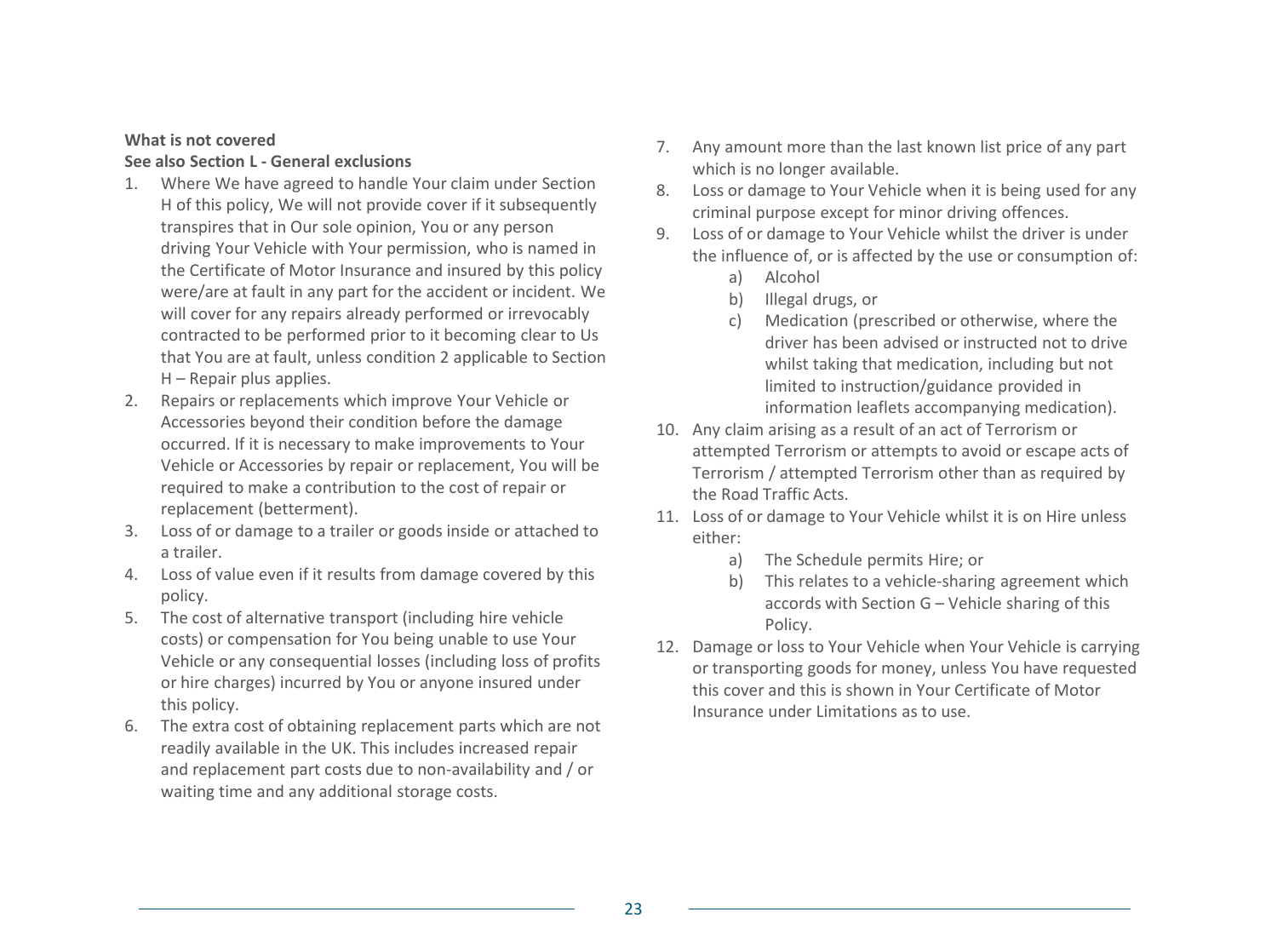**What is not covered**

**See also Section L - General exclusions**

1. Where We have agreed to handle Your claim under Section H of this policy, We will not provide cover if it subsequently transpires that in Our sole opinion, You or any person driving Your Vehicle with Your permission, who is named in the Certificate of Motor Insurance and insured by this policy were/are at fault in any part for the accident or incident. We will cover for any repairs already performed or irrevocably contracted to be performed prior to it becoming clear to Us that You are at fault, unless condition 2 applicable to Section H – Repair plus applies.
2. Repairs or replacements which improve Your Vehicle or Accessories beyond their condition before the damage occurred. If it is necessary to make improvements to Your Vehicle or Accessories by repair or replacement, You will be required to make a contribution to the cost of repair or replacement (betterment).
3. Loss of or damage to a trailer or goods inside or attached to a trailer.
4. Loss of value even if it results from damage covered by this policy.
5. The cost of alternative transport (including hire vehicle costs) or compensation for You being unable to use Your Vehicle or any consequential losses (including loss of profits or hire charges) incurred by You or anyone insured under this policy.
6. The extra cost of obtaining replacement parts which are not readily available in the UK. This includes increased repair and replacement part costs due to non-availability and / or waiting time and any additional storage costs.
7. Any amount more than the last known list price of any part which is no longer available.
8. Loss or damage to Your Vehicle when it is being used for any criminal purpose except for minor driving offences.
9. Loss of or damage to Your Vehicle whilst the driver is under the influence of, or is affected by the use or consumption of:
   a) Alcohol
   b) Illegal drugs, or
   c) Medication (prescribed or otherwise, where the driver has been advised or instructed not to drive whilst taking that medication, including but not limited to instruction/guidance provided in information leaflets accompanying medication).
10. Any claim arising as a result of an act of Terrorism or attempted Terrorism or attempts to avoid or escape acts of Terrorism / attempted Terrorism other than as required by the Road Traffic Acts.
11. Loss of or damage to Your Vehicle whilst it is on Hire unless either:
    a) The Schedule permits Hire; or
    b) This relates to a vehicle-sharing agreement which accords with Section G – Vehicle sharing of this Policy.
12. Damage or loss to Your Vehicle when Your Vehicle is carrying or transporting goods for money, unless You have requested this cover and this is shown in Your Certificate of Motor Insurance under Limitations as to use.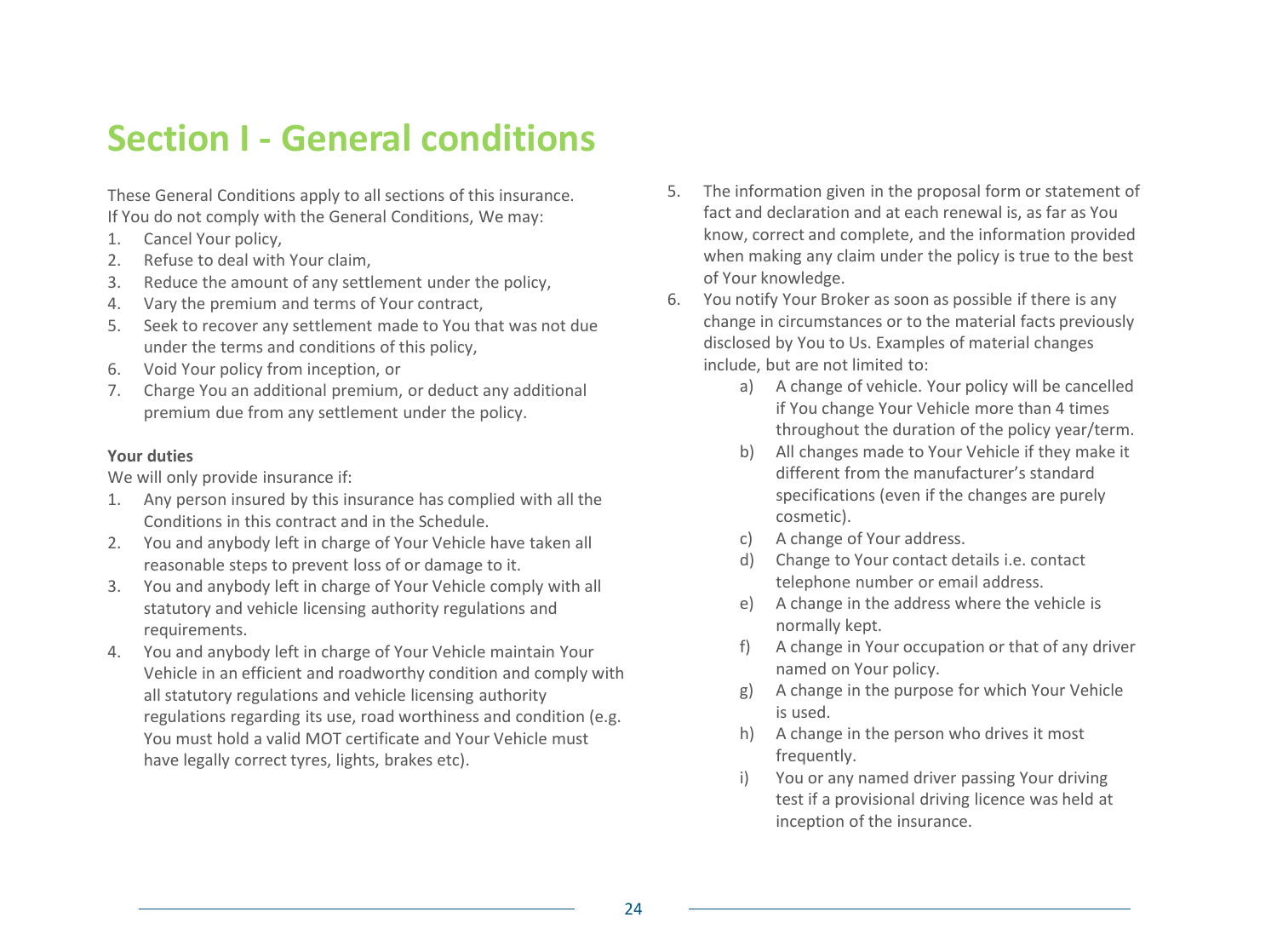# Section I - General conditions

These General Conditions apply to all sections of this insurance.
If You do not comply with the General Conditions, We may:

1. Cancel Your policy,
2. Refuse to deal with Your claim,
3. Reduce the amount of any settlement under the policy,
4. Vary the premium and terms of Your contract,
5. Seek to recover any settlement made to You that was not due under the terms and conditions of this policy,
6. Void Your policy from inception, or
7. Charge You an additional premium, or deduct any additional premium due from any settlement under the policy.

**Your duties**

We will only provide insurance if:

1. Any person insured by this insurance has complied with all the Conditions in this contract and in the Schedule.
2. You and anybody left in charge of Your Vehicle have taken all reasonable steps to prevent loss of or damage to it.
3. You and anybody left in charge of Your Vehicle comply with all statutory and vehicle licensing authority regulations and requirements.
4. You and anybody left in charge of Your Vehicle maintain Your Vehicle in an efficient and roadworthy condition and comply with all statutory regulations and vehicle licensing authority regulations regarding its use, road worthiness and condition (e.g. You must hold a valid MOT certificate and Your Vehicle must have legally correct tyres, lights, brakes etc).
5. The information given in the proposal form or statement of fact and declaration and at each renewal is, as far as You know, correct and complete, and the information provided when making any claim under the policy is true to the best of Your knowledge.
6. You notify Your Broker as soon as possible if there is any change in circumstances or to the material facts previously disclosed by You to Us. Examples of material changes include, but are not limited to:
   - a) A change of vehicle. Your policy will be cancelled if You change Your Vehicle more than 4 times throughout the duration of the policy year/term.
   - b) All changes made to Your Vehicle if they make it different from the manufacturer's standard specifications (even if the changes are purely cosmetic).
   - c) A change of Your address.
   - d) Change to Your contact details i.e. contact telephone number or email address.
   - e) A change in the address where the vehicle is normally kept.
   - f) A change in Your occupation or that of any driver named on Your policy.
   - g) A change in the purpose for which Your Vehicle is used.
   - h) A change in the person who drives it most frequently.
   - i) You or any named driver passing Your driving test if a provisional driving licence was held at inception of the insurance.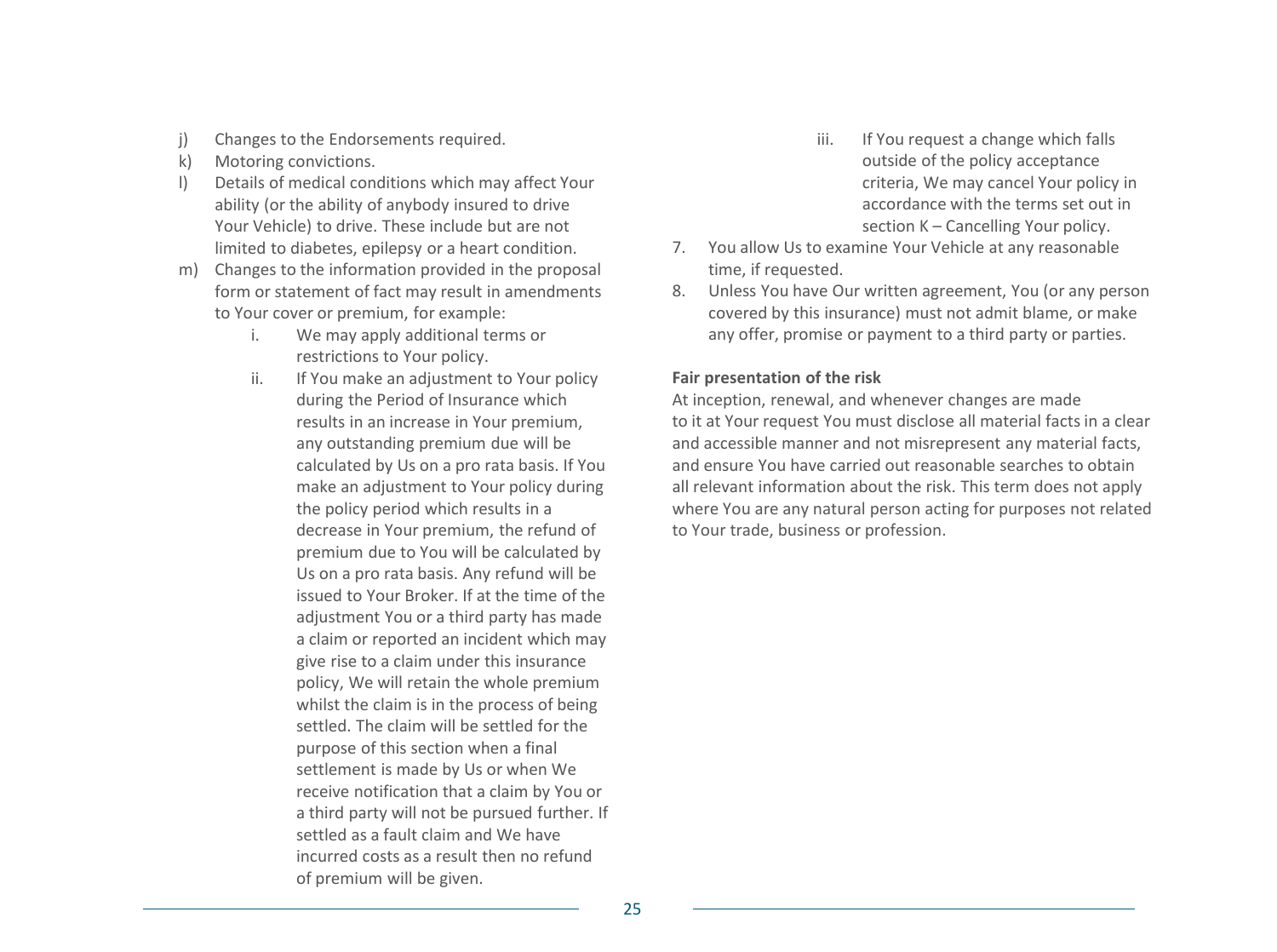j) Changes to the Endorsements required.
k) Motoring convictions.
l) Details of medical conditions which may affect Your ability (or the ability of anybody insured to drive Your Vehicle) to drive. These include but are not limited to diabetes, epilepsy or a heart condition.
m) Changes to the information provided in the proposal form or statement of fact may result in amendments to Your cover or premium, for example:
    i. We may apply additional terms or restrictions to Your policy.
    ii. If You make an adjustment to Your policy during the Period of Insurance which results in an increase in Your premium, any outstanding premium due will be calculated by Us on a pro rata basis. If You make an adjustment to Your policy during the policy period which results in a decrease in Your premium, the refund of premium due to You will be calculated by Us on a pro rata basis. Any refund will be issued to Your Broker. If at the time of the adjustment You or a third party has made a claim or reported an incident which may give rise to a claim under this insurance policy, We will retain the whole premium whilst the claim is in the process of being settled. The claim will be settled for the purpose of this section when a final settlement is made by Us or when We receive notification that a claim by You or a third party will not be pursued further. If settled as a fault claim and We have incurred costs as a result then no refund of premium will be given.
    iii. If You request a change which falls outside of the policy acceptance criteria, We may cancel Your policy in accordance with the terms set out in section K – Cancelling Your policy.

7. You allow Us to examine Your Vehicle at any reasonable time, if requested.
8. Unless You have Our written agreement, You (or any person covered by this insurance) must not admit blame, or make any offer, promise or payment to a third party or parties.

**Fair presentation of the risk**

At inception, renewal, and whenever changes are made to it at Your request You must disclose all material facts in a clear and accessible manner and not misrepresent any material facts, and ensure You have carried out reasonable searches to obtain all relevant information about the risk. This term does not apply where You are any natural person acting for purposes not related to Your trade, business or profession.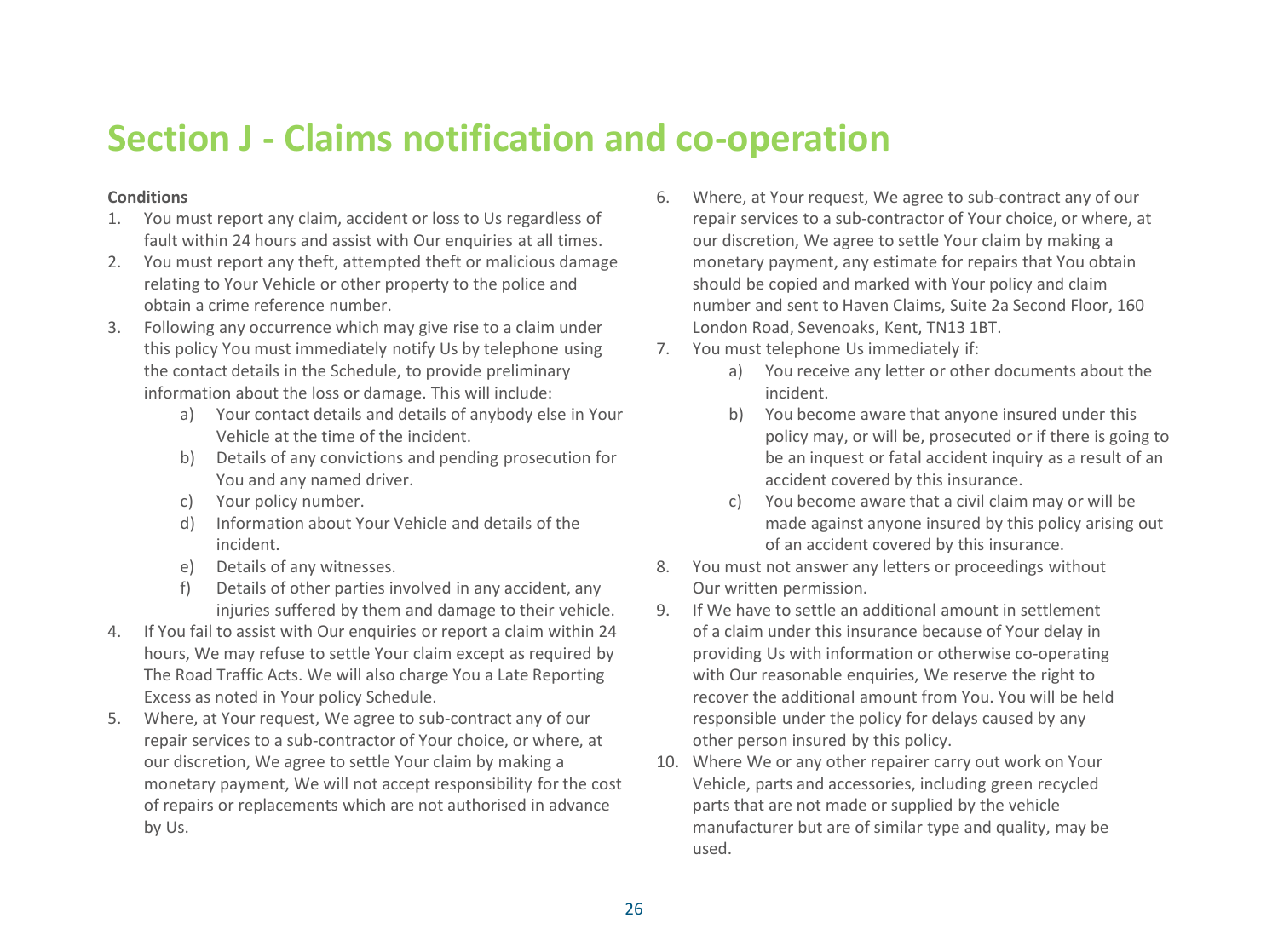# Section J - Claims notification and co-operation

**Conditions**

1. You must report any claim, accident or loss to Us regardless of fault within 24 hours and assist with Our enquiries at all times.
2. You must report any theft, attempted theft or malicious damage relating to Your Vehicle or other property to the police and obtain a crime reference number.
3. Following any occurrence which may give rise to a claim under this policy You must immediately notify Us by telephone using the contact details in the Schedule, to provide preliminary information about the loss or damage. This will include:
    a) Your contact details and details of anybody else in Your Vehicle at the time of the incident.
    b) Details of any convictions and pending prosecution for You and any named driver.
    c) Your policy number.
    d) Information about Your Vehicle and details of the incident.
    e) Details of any witnesses.
    f) Details of other parties involved in any accident, any injuries suffered by them and damage to their vehicle.
4. If You fail to assist with Our enquiries or report a claim within 24 hours, We may refuse to settle Your claim except as required by The Road Traffic Acts. We will also charge You a Late Reporting Excess as noted in Your policy Schedule.
5. Where, at Your request, We agree to sub-contract any of our repair services to a sub-contractor of Your choice, or where, at our discretion, We agree to settle Your claim by making a monetary payment, We will not accept responsibility for the cost of repairs or replacements which are not authorised in advance by Us.
6. Where, at Your request, We agree to sub-contract any of our repair services to a sub-contractor of Your choice, or where, at our discretion, We agree to settle Your claim by making a monetary payment, any estimate for repairs that You obtain should be copied and marked with Your policy and claim number and sent to Haven Claims, Suite 2a Second Floor, 160 London Road, Sevenoaks, Kent, TN13 1BT.
7. You must telephone Us immediately if:
    a) You receive any letter or other documents about the incident.
    b) You become aware that anyone insured under this policy may, or will be, prosecuted or if there is going to be an inquest or fatal accident inquiry as a result of an accident covered by this insurance.
    c) You become aware that a civil claim may or will be made against anyone insured by this policy arising out of an accident covered by this insurance.
8. You must not answer any letters or proceedings without Our written permission.
9. If We have to settle an additional amount in settlement of a claim under this insurance because of Your delay in providing Us with information or otherwise co-operating with Our reasonable enquiries, We reserve the right to recover the additional amount from You. You will be held responsible under the policy for delays caused by any other person insured by this policy.
10. Where We or any other repairer carry out work on Your Vehicle, parts and accessories, including green recycled parts that are not made or supplied by the vehicle manufacturer but are of similar type and quality, may be used.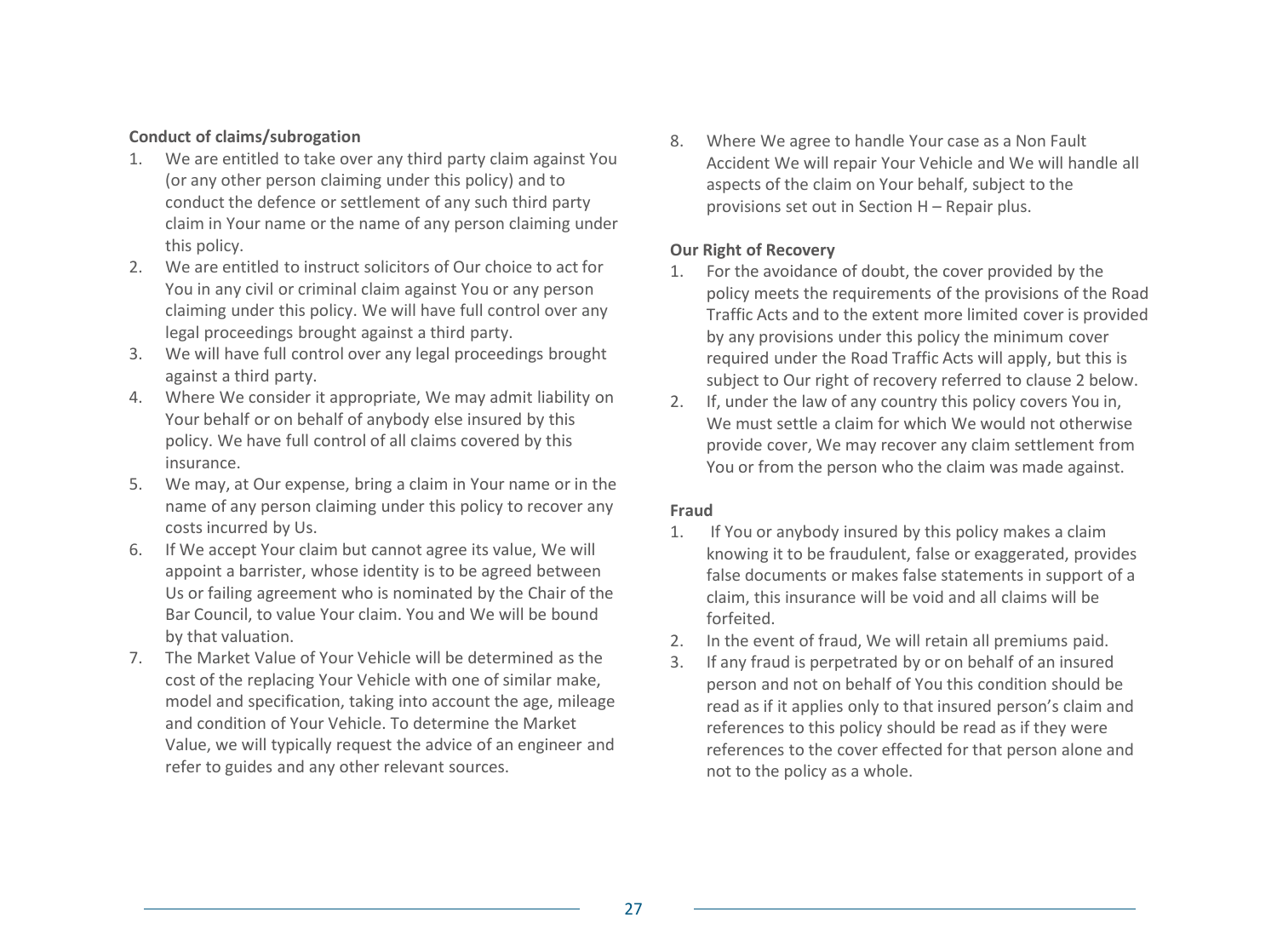**Conduct of claims/subrogation**

1. We are entitled to take over any third party claim against You (or any other person claiming under this policy) and to conduct the defence or settlement of any such third party claim in Your name or the name of any person claiming under this policy.
2. We are entitled to instruct solicitors of Our choice to act for You in any civil or criminal claim against You or any person claiming under this policy. We will have full control over any legal proceedings brought against a third party.
3. We will have full control over any legal proceedings brought against a third party.
4. Where We consider it appropriate, We may admit liability on Your behalf or on behalf of anybody else insured by this policy. We have full control of all claims covered by this insurance.
5. We may, at Our expense, bring a claim in Your name or in the name of any person claiming under this policy to recover any costs incurred by Us.
6. If We accept Your claim but cannot agree its value, We will appoint a barrister, whose identity is to be agreed between Us or failing agreement who is nominated by the Chair of the Bar Council, to value Your claim. You and We will be bound by that valuation.
7. The Market Value of Your Vehicle will be determined as the cost of the replacing Your Vehicle with one of similar make, model and specification, taking into account the age, mileage and condition of Your Vehicle. To determine the Market Value, we will typically request the advice of an engineer and refer to guides and any other relevant sources.
8. Where We agree to handle Your case as a Non Fault Accident We will repair Your Vehicle and We will handle all aspects of the claim on Your behalf, subject to the provisions set out in Section H – Repair plus.

**Our Right of Recovery**

1. For the avoidance of doubt, the cover provided by the policy meets the requirements of the provisions of the Road Traffic Acts and to the extent more limited cover is provided by any provisions under this policy the minimum cover required under the Road Traffic Acts will apply, but this is subject to Our right of recovery referred to clause 2 below.
2. If, under the law of any country this policy covers You in, We must settle a claim for which We would not otherwise provide cover, We may recover any claim settlement from You or from the person who the claim was made against.

**Fraud**

1. If You or anybody insured by this policy makes a claim knowing it to be fraudulent, false or exaggerated, provides false documents or makes false statements in support of a claim, this insurance will be void and all claims will be forfeited.
2. In the event of fraud, We will retain all premiums paid.
3. If any fraud is perpetrated by or on behalf of an insured person and not on behalf of You this condition should be read as if it applies only to that insured person's claim and references to this policy should be read as if they were references to the cover effected for that person alone and not to the policy as a whole.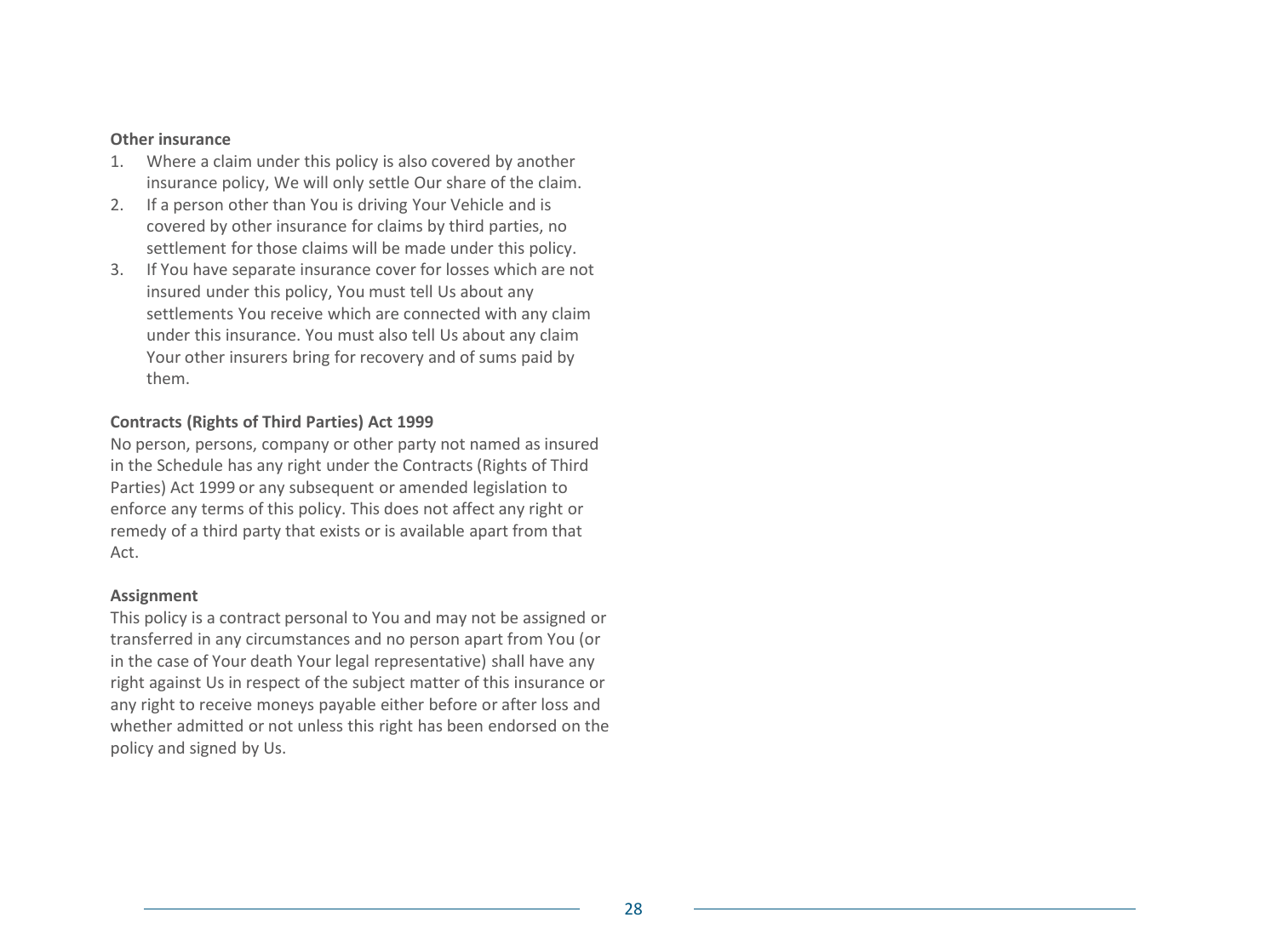**Other insurance**

1. Where a claim under this policy is also covered by another insurance policy, We will only settle Our share of the claim.
2. If a person other than You is driving Your Vehicle and is covered by other insurance for claims by third parties, no settlement for those claims will be made under this policy.
3. If You have separate insurance cover for losses which are not insured under this policy, You must tell Us about any settlements You receive which are connected with any claim under this insurance. You must also tell Us about any claim Your other insurers bring for recovery and of sums paid by them.

**Contracts (Rights of Third Parties) Act 1999**

No person, persons, company or other party not named as insured in the Schedule has any right under the Contracts (Rights of Third Parties) Act 1999 or any subsequent or amended legislation to enforce any terms of this policy. This does not affect any right or remedy of a third party that exists or is available apart from that Act.

**Assignment**

This policy is a contract personal to You and may not be assigned or transferred in any circumstances and no person apart from You (or in the case of Your death Your legal representative) shall have any right against Us in respect of the subject matter of this insurance or any right to receive moneys payable either before or after loss and whether admitted or not unless this right has been endorsed on the policy and signed by Us.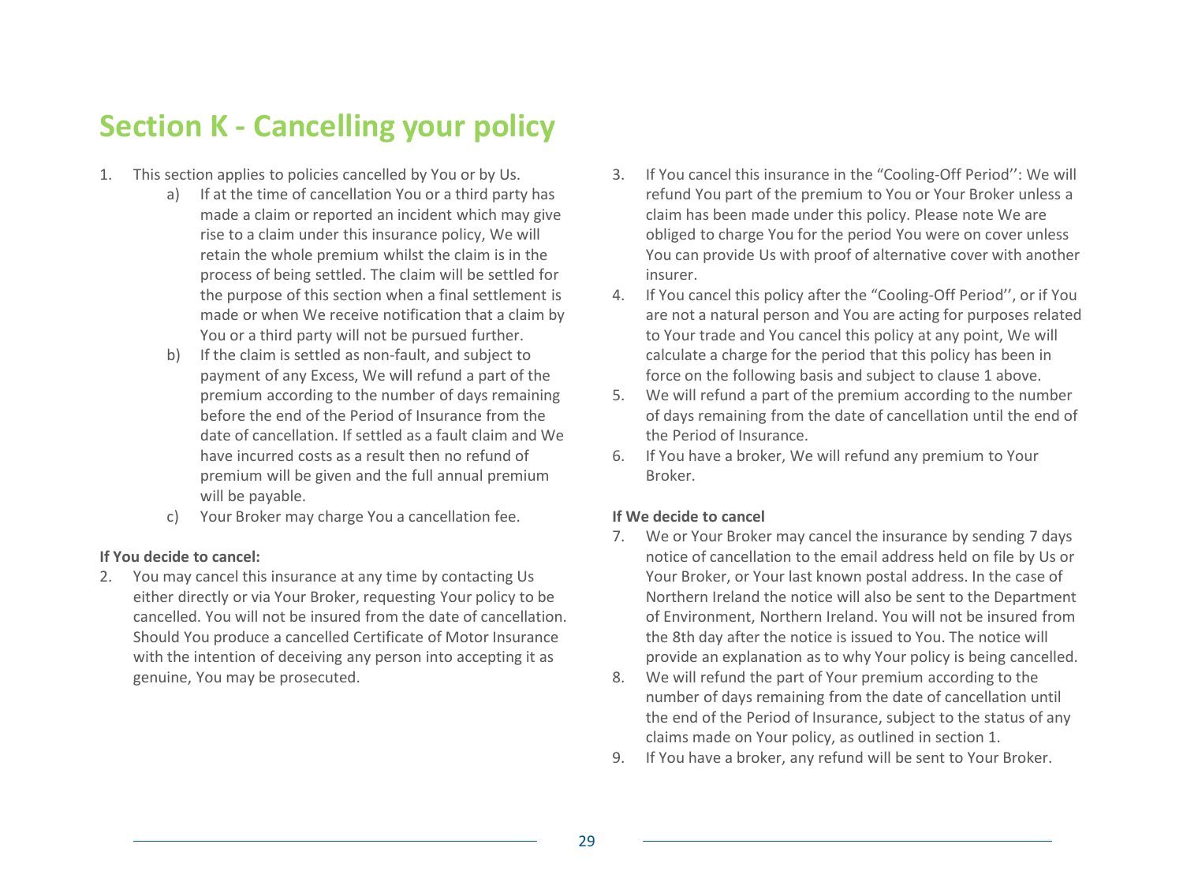## Section K - Cancelling your policy

1. This section applies to policies cancelled by You or by Us.
   a) If at the time of cancellation You or a third party has made a claim or reported an incident which may give rise to a claim under this insurance policy, We will retain the whole premium whilst the claim is in the process of being settled. The claim will be settled for the purpose of this section when a final settlement is made or when We receive notification that a claim by You or a third party will not be pursued further.
   b) If the claim is settled as non-fault, and subject to payment of any Excess, We will refund a part of the premium according to the number of days remaining before the end of the Period of Insurance from the date of cancellation. If settled as a fault claim and We have incurred costs as a result then no refund of premium will be given and the full annual premium will be payable.
   c) Your Broker may charge You a cancellation fee.

**If You decide to cancel:**

2. You may cancel this insurance at any time by contacting Us either directly or via Your Broker, requesting Your policy to be cancelled. You will not be insured from the date of cancellation. Should You produce a cancelled Certificate of Motor Insurance with the intention of deceiving any person into accepting it as genuine, You may be prosecuted.
3. If You cancel this insurance in the "Cooling-Off Period'': We will refund You part of the premium to You or Your Broker unless a claim has been made under this policy. Please note We are obliged to charge You for the period You were on cover unless You can provide Us with proof of alternative cover with another insurer.
4. If You cancel this policy after the "Cooling-Off Period'', or if You are not a natural person and You are acting for purposes related to Your trade and You cancel this policy at any point, We will calculate a charge for the period that this policy has been in force on the following basis and subject to clause 1 above.
5. We will refund a part of the premium according to the number of days remaining from the date of cancellation until the end of the Period of Insurance.
6. If You have a broker, We will refund any premium to Your Broker.

**If We decide to cancel**

7. We or Your Broker may cancel the insurance by sending 7 days notice of cancellation to the email address held on file by Us or Your Broker, or Your last known postal address. In the case of Northern Ireland the notice will also be sent to the Department of Environment, Northern Ireland. You will not be insured from the 8th day after the notice is issued to You. The notice will provide an explanation as to why Your policy is being cancelled.
8. We will refund the part of Your premium according to the number of days remaining from the date of cancellation until the end of the Period of Insurance, subject to the status of any claims made on Your policy, as outlined in section 1.
9. If You have a broker, any refund will be sent to Your Broker.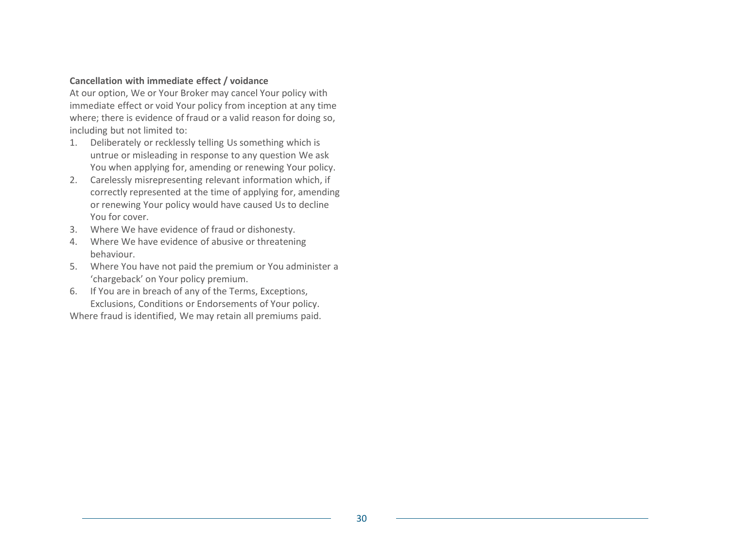**Cancellation with immediate effect / voidance**

At our option, We or Your Broker may cancel Your policy with immediate effect or void Your policy from inception at any time where; there is evidence of fraud or a valid reason for doing so, including but not limited to:

1. Deliberately or recklessly telling Us something which is untrue or misleading in response to any question We ask You when applying for, amending or renewing Your policy.
2. Carelessly misrepresenting relevant information which, if correctly represented at the time of applying for, amending or renewing Your policy would have caused Us to decline You for cover.
3. Where We have evidence of fraud or dishonesty.
4. Where We have evidence of abusive or threatening behaviour.
5. Where You have not paid the premium or You administer a ‘chargeback’ on Your policy premium.
6. If You are in breach of any of the Terms, Exceptions, Exclusions, Conditions or Endorsements of Your policy.

Where fraud is identified, We may retain all premiums paid.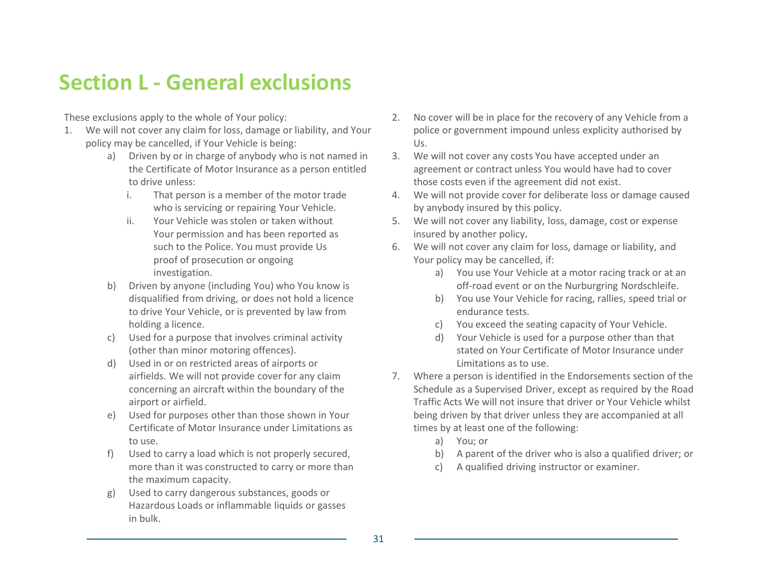# Section L - General exclusions

These exclusions apply to the whole of Your policy:

1. We will not cover any claim for loss, damage or liability, and Your policy may be cancelled, if Your Vehicle is being:
   a) Driven by or in charge of anybody who is not named in the Certificate of Motor Insurance as a person entitled to drive unless:
      i. That person is a member of the motor trade who is servicing or repairing Your Vehicle.
      ii. Your Vehicle was stolen or taken without Your permission and has been reported as such to the Police. You must provide Us proof of prosecution or ongoing investigation.
   b) Driven by anyone (including You) who You know is disqualified from driving, or does not hold a licence to drive Your Vehicle, or is prevented by law from holding a licence.
   c) Used for a purpose that involves criminal activity (other than minor motoring offences).
   d) Used in or on restricted areas of airports or airfields. We will not provide cover for any claim concerning an aircraft within the boundary of the airport or airfield.
   e) Used for purposes other than those shown in Your Certificate of Motor Insurance under Limitations as to use.
   f) Used to carry a load which is not properly secured, more than it was constructed to carry or more than the maximum capacity.
   g) Used to carry dangerous substances, goods or Hazardous Loads or inflammable liquids or gasses in bulk.
2. No cover will be in place for the recovery of any Vehicle from a police or government impound unless explicity authorised by Us.
3. We will not cover any costs You have accepted under an agreement or contract unless You would have had to cover those costs even if the agreement did not exist.
4. We will not provide cover for deliberate loss or damage caused by anybody insured by this policy.
5. We will not cover any liability, loss, damage, cost or expense insured by another policy.
6. We will not cover any claim for loss, damage or liability, and Your policy may be cancelled, if:
   a) You use Your Vehicle at a motor racing track or at an off-road event or on the Nurburgring Nordschleife.
   b) You use Your Vehicle for racing, rallies, speed trial or endurance tests.
   c) You exceed the seating capacity of Your Vehicle.
   d) Your Vehicle is used for a purpose other than that stated on Your Certificate of Motor Insurance under Limitations as to use.
7. Where a person is identified in the Endorsements section of the Schedule as a Supervised Driver, except as required by the Road Traffic Acts We will not insure that driver or Your Vehicle whilst being driven by that driver unless they are accompanied at all times by at least one of the following:
   a) You; or
   b) A parent of the driver who is also a qualified driver; or
   c) A qualified driving instructor or examiner.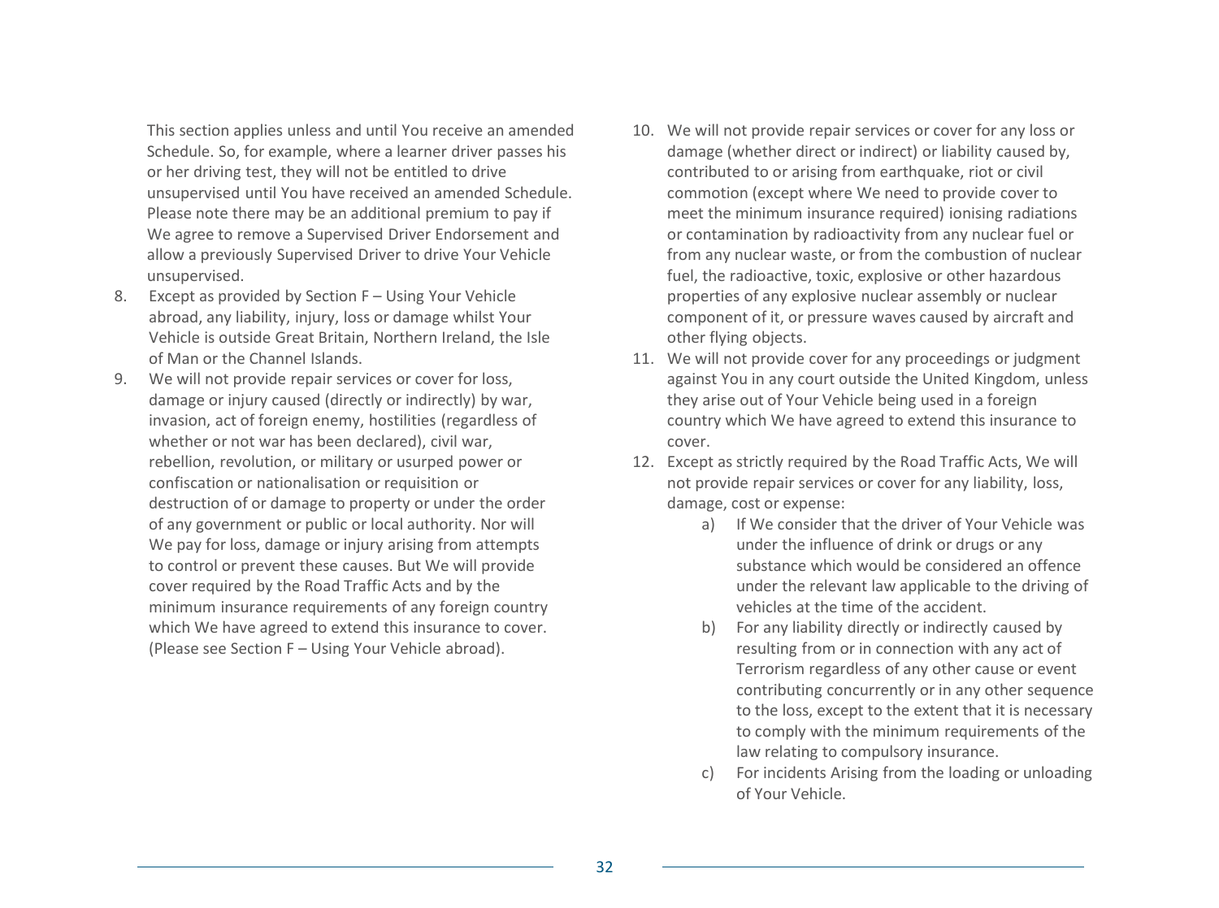This section applies unless and until You receive an amended Schedule. So, for example, where a learner driver passes his or her driving test, they will not be entitled to drive unsupervised until You have received an amended Schedule. Please note there may be an additional premium to pay if We agree to remove a Supervised Driver Endorsement and allow a previously Supervised Driver to drive Your Vehicle unsupervised.

8. Except as provided by Section F – Using Your Vehicle abroad, any liability, injury, loss or damage whilst Your Vehicle is outside Great Britain, Northern Ireland, the Isle of Man or the Channel Islands.
9. We will not provide repair services or cover for loss, damage or injury caused (directly or indirectly) by war, invasion, act of foreign enemy, hostilities (regardless of whether or not war has been declared), civil war, rebellion, revolution, or military or usurped power or confiscation or nationalisation or requisition or destruction of or damage to property or under the order of any government or public or local authority. Nor will We pay for loss, damage or injury arising from attempts to control or prevent these causes. But We will provide cover required by the Road Traffic Acts and by the minimum insurance requirements of any foreign country which We have agreed to extend this insurance to cover. (Please see Section F – Using Your Vehicle abroad).
10. We will not provide repair services or cover for any loss or damage (whether direct or indirect) or liability caused by, contributed to or arising from earthquake, riot or civil commotion (except where We need to provide cover to meet the minimum insurance required) ionising radiations or contamination by radioactivity from any nuclear fuel or from any nuclear waste, or from the combustion of nuclear fuel, the radioactive, toxic, explosive or other hazardous properties of any explosive nuclear assembly or nuclear component of it, or pressure waves caused by aircraft and other flying objects.
11. We will not provide cover for any proceedings or judgment against You in any court outside the United Kingdom, unless they arise out of Your Vehicle being used in a foreign country which We have agreed to extend this insurance to cover.
12. Except as strictly required by the Road Traffic Acts, We will not provide repair services or cover for any liability, loss, damage, cost or expense:
    a) If We consider that the driver of Your Vehicle was under the influence of drink or drugs or any substance which would be considered an offence under the relevant law applicable to the driving of vehicles at the time of the accident.
    b) For any liability directly or indirectly caused by resulting from or in connection with any act of Terrorism regardless of any other cause or event contributing concurrently or in any other sequence to the loss, except to the extent that it is necessary to comply with the minimum requirements of the law relating to compulsory insurance.
    c) For incidents Arising from the loading or unloading of Your Vehicle.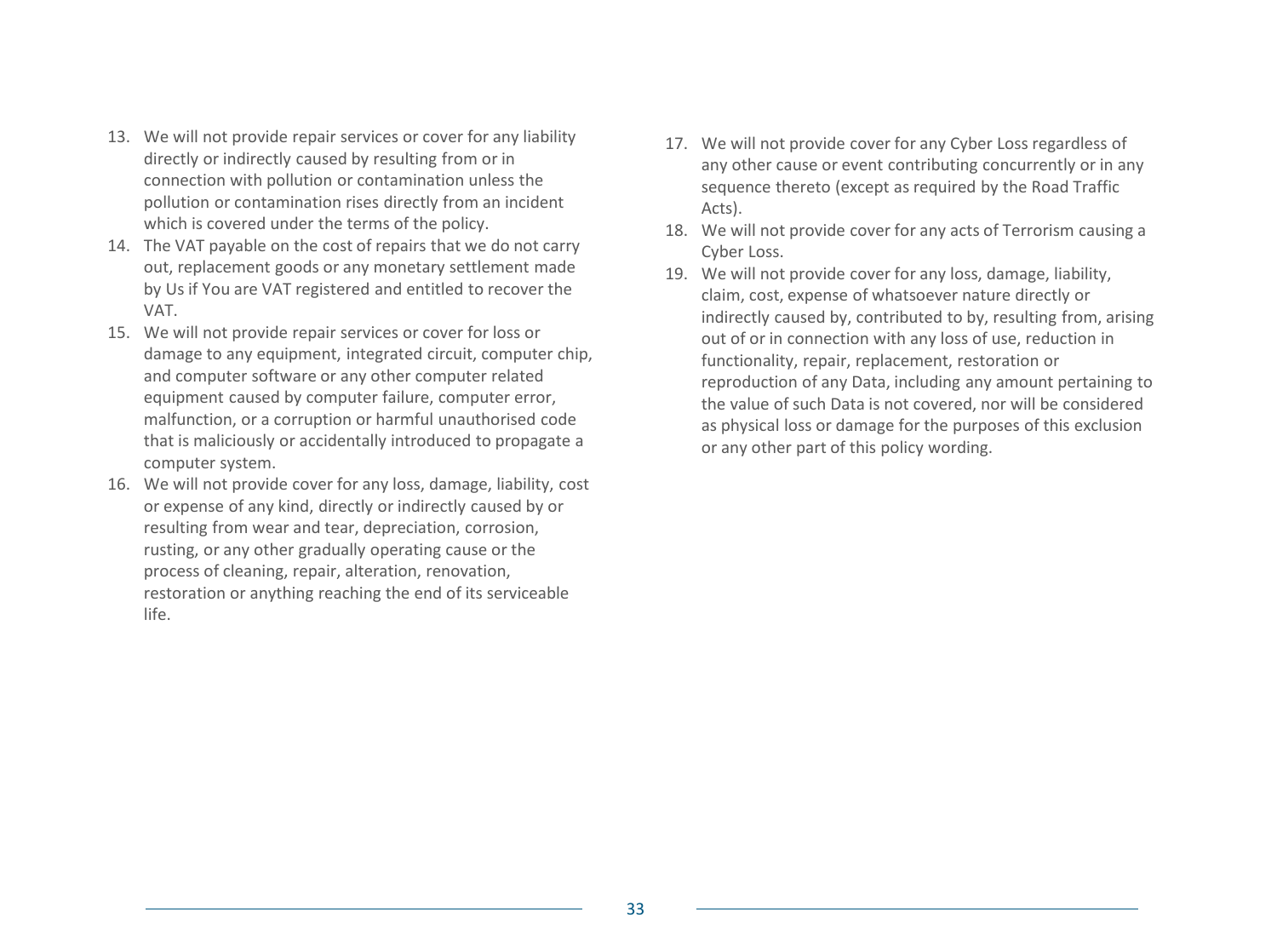13. We will not provide repair services or cover for any liability directly or indirectly caused by resulting from or in connection with pollution or contamination unless the pollution or contamination rises directly from an incident which is covered under the terms of the policy.
14. The VAT payable on the cost of repairs that we do not carry out, replacement goods or any monetary settlement made by Us if You are VAT registered and entitled to recover the VAT.
15. We will not provide repair services or cover for loss or damage to any equipment, integrated circuit, computer chip, and computer software or any other computer related equipment caused by computer failure, computer error, malfunction, or a corruption or harmful unauthorised code that is maliciously or accidentally introduced to propagate a computer system.
16. We will not provide cover for any loss, damage, liability, cost or expense of any kind, directly or indirectly caused by or resulting from wear and tear, depreciation, corrosion, rusting, or any other gradually operating cause or the process of cleaning, repair, alteration, renovation, restoration or anything reaching the end of its serviceable life.
17. We will not provide cover for any Cyber Loss regardless of any other cause or event contributing concurrently or in any sequence thereto (except as required by the Road Traffic Acts).
18. We will not provide cover for any acts of Terrorism causing a Cyber Loss.
19. We will not provide cover for any loss, damage, liability, claim, cost, expense of whatsoever nature directly or indirectly caused by, contributed to by, resulting from, arising out of or in connection with any loss of use, reduction in functionality, repair, replacement, restoration or reproduction of any Data, including any amount pertaining to the value of such Data is not covered, nor will be considered as physical loss or damage for the purposes of this exclusion or any other part of this policy wording.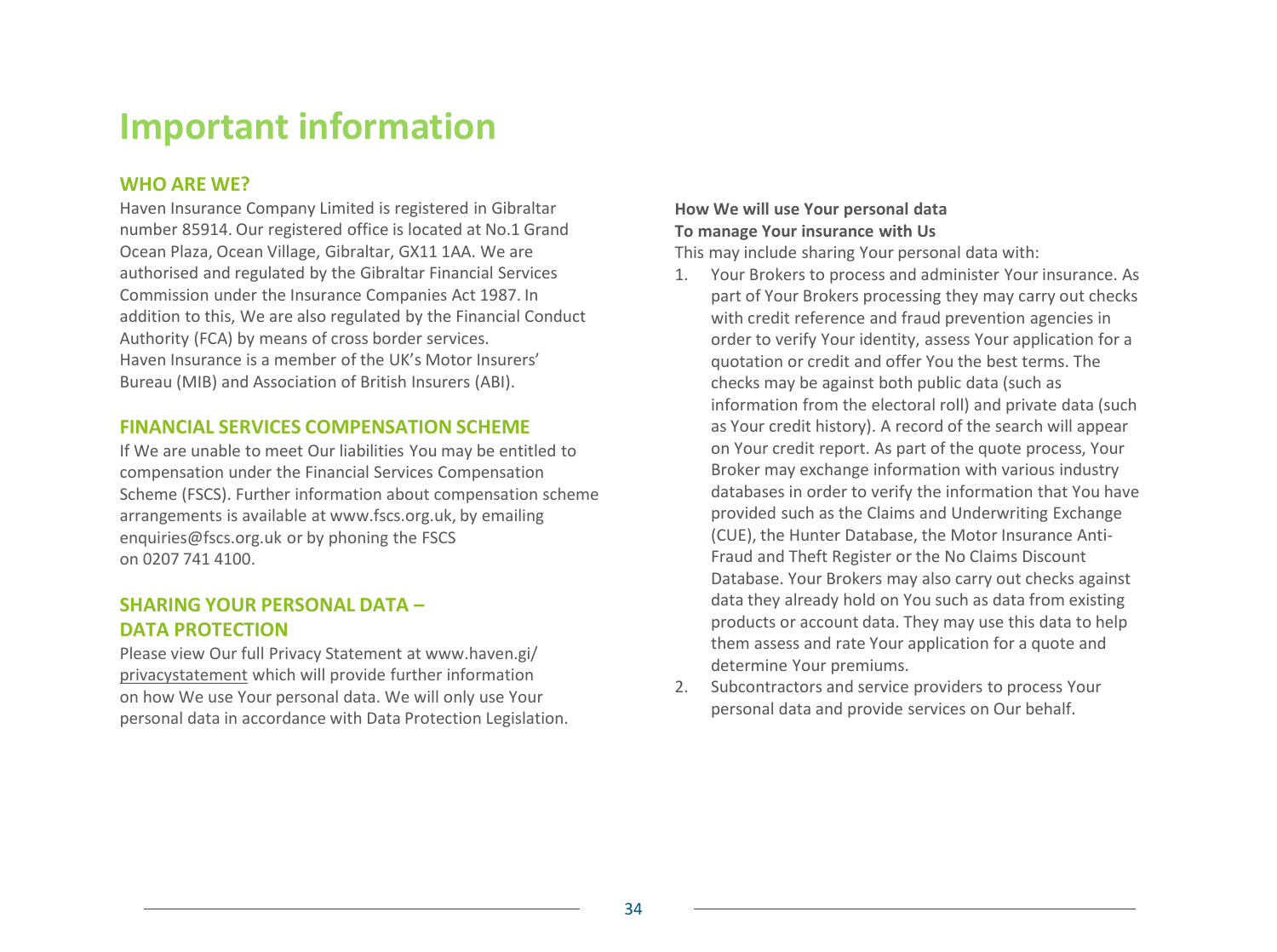# Important information

## WHO ARE WE?

Haven Insurance Company Limited is registered in Gibraltar number 85914. Our registered office is located at No.1 Grand Ocean Plaza, Ocean Village, Gibraltar, GX11 1AA. We are authorised and regulated by the Gibraltar Financial Services Commission under the Insurance Companies Act 1987. In addition to this, We are also regulated by the Financial Conduct Authority (FCA) by means of cross border services. Haven Insurance is a member of the UK's Motor Insurers' Bureau (MIB) and Association of British Insurers (ABI).

## FINANCIAL SERVICES COMPENSATION SCHEME

If We are unable to meet Our liabilities You may be entitled to compensation under the Financial Services Compensation Scheme (FSCS). Further information about compensation scheme arrangements is available at www.fscs.org.uk, by emailing enquiries@fscs.org.uk or by phoning the FSCS on 0207 741 4100.

## SHARING YOUR PERSONAL DATA – DATA PROTECTION

Please view Our full Privacy Statement at www.haven.gi/privacystatement which will provide further information on how We use Your personal data. We will only use Your personal data in accordance with Data Protection Legislation.

**How We will use Your personal data**
**To manage Your insurance with Us**

This may include sharing Your personal data with:

1. Your Brokers to process and administer Your insurance. As part of Your Brokers processing they may carry out checks with credit reference and fraud prevention agencies in order to verify Your identity, assess Your application for a quotation or credit and offer You the best terms. The checks may be against both public data (such as information from the electoral roll) and private data (such as Your credit history). A record of the search will appear on Your credit report. As part of the quote process, Your Broker may exchange information with various industry databases in order to verify the information that You have provided such as the Claims and Underwriting Exchange (CUE), the Hunter Database, the Motor Insurance Anti-Fraud and Theft Register or the No Claims Discount Database. Your Brokers may also carry out checks against data they already hold on You such as data from existing products or account data. They may use this data to help them assess and rate Your application for a quote and determine Your premiums.
2. Subcontractors and service providers to process Your personal data and provide services on Our behalf.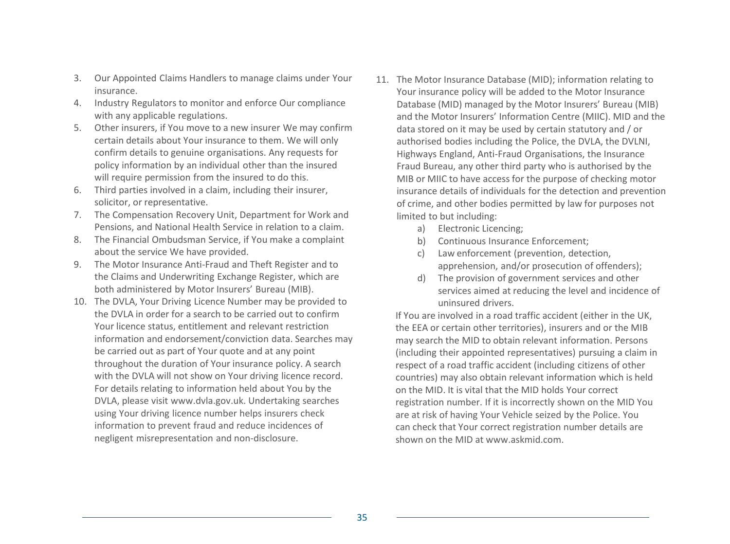3. Our Appointed Claims Handlers to manage claims under Your insurance.
4. Industry Regulators to monitor and enforce Our compliance with any applicable regulations.
5. Other insurers, if You move to a new insurer We may confirm certain details about Your insurance to them. We will only confirm details to genuine organisations. Any requests for policy information by an individual other than the insured will require permission from the insured to do this.
6. Third parties involved in a claim, including their insurer, solicitor, or representative.
7. The Compensation Recovery Unit, Department for Work and Pensions, and National Health Service in relation to a claim.
8. The Financial Ombudsman Service, if You make a complaint about the service We have provided.
9. The Motor Insurance Anti-Fraud and Theft Register and to the Claims and Underwriting Exchange Register, which are both administered by Motor Insurers' Bureau (MIB).
10. The DVLA, Your Driving Licence Number may be provided to the DVLA in order for a search to be carried out to confirm Your licence status, entitlement and relevant restriction information and endorsement/conviction data. Searches may be carried out as part of Your quote and at any point throughout the duration of Your insurance policy. A search with the DVLA will not show on Your driving licence record. For details relating to information held about You by the DVLA, please visit www.dvla.gov.uk. Undertaking searches using Your driving licence number helps insurers check information to prevent fraud and reduce incidences of negligent misrepresentation and non-disclosure.
11. The Motor Insurance Database (MID); information relating to Your insurance policy will be added to the Motor Insurance Database (MID) managed by the Motor Insurers' Bureau (MIB) and the Motor Insurers' Information Centre (MIIC). MID and the data stored on it may be used by certain statutory and / or authorised bodies including the Police, the DVLA, the DVLNI, Highways England, Anti-Fraud Organisations, the Insurance Fraud Bureau, any other third party who is authorised by the MIB or MIIC to have access for the purpose of checking motor insurance details of individuals for the detection and prevention of crime, and other bodies permitted by law for purposes not limited to but including:
    a) Electronic Licencing;
    b) Continuous Insurance Enforcement;
    c) Law enforcement (prevention, detection, apprehension, and/or prosecution of offenders);
    d) The provision of government services and other services aimed at reducing the level and incidence of uninsured drivers.

    If You are involved in a road traffic accident (either in the UK, the EEA or certain other territories), insurers and or the MIB may search the MID to obtain relevant information. Persons (including their appointed representatives) pursuing a claim in respect of a road traffic accident (including citizens of other countries) may also obtain relevant information which is held on the MID. It is vital that the MID holds Your correct registration number. If it is incorrectly shown on the MID You are at risk of having Your Vehicle seized by the Police. You can check that Your correct registration number details are shown on the MID at www.askmid.com.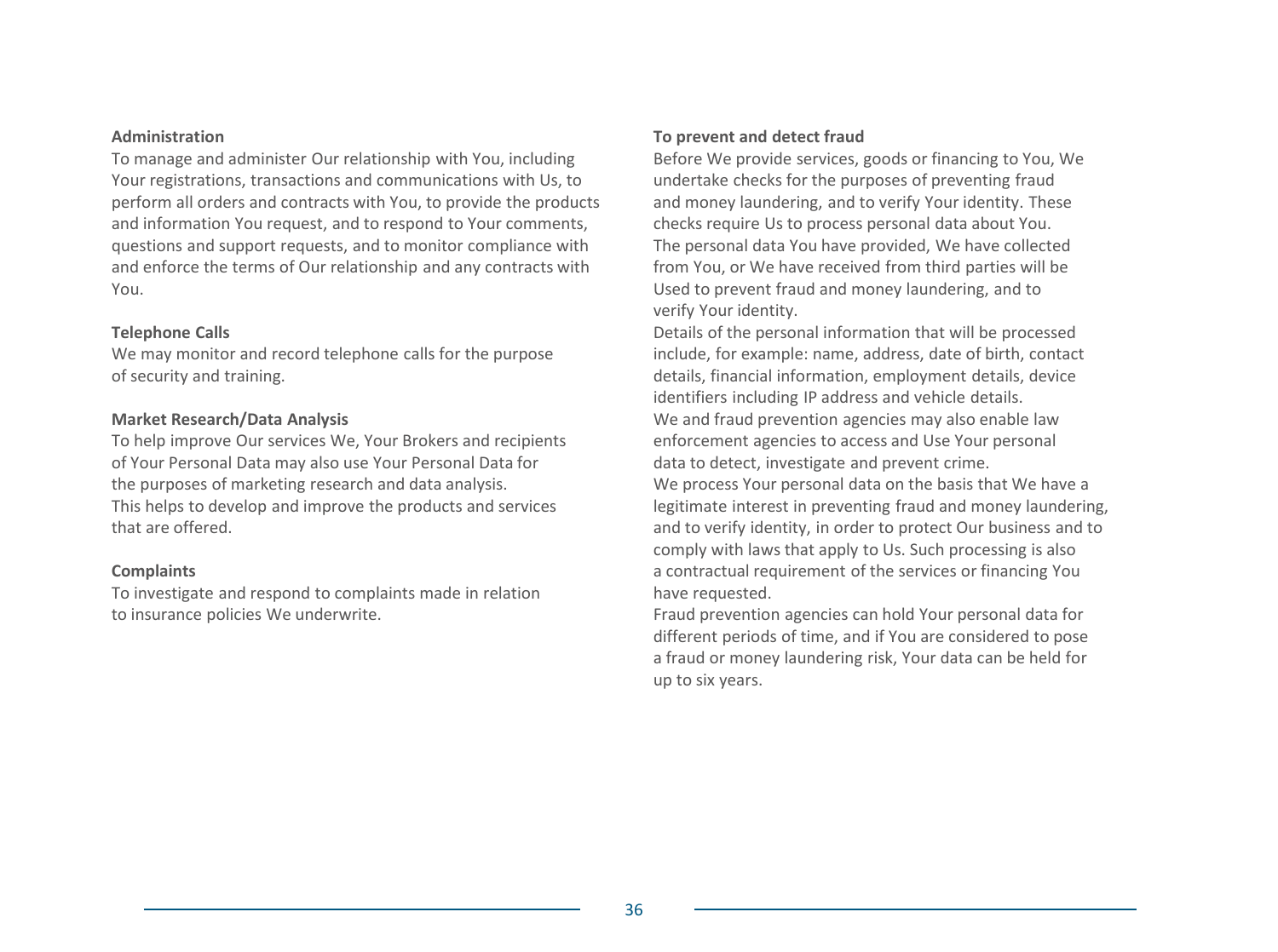**Administration**

To manage and administer Our relationship with You, including Your registrations, transactions and communications with Us, to perform all orders and contracts with You, to provide the products and information You request, and to respond to Your comments, questions and support requests, and to monitor compliance with and enforce the terms of Our relationship and any contracts with You.

**Telephone Calls**

We may monitor and record telephone calls for the purpose of security and training.

**Market Research/Data Analysis**

To help improve Our services We, Your Brokers and recipients of Your Personal Data may also use Your Personal Data for the purposes of marketing research and data analysis. This helps to develop and improve the products and services that are offered.

**Complaints**

To investigate and respond to complaints made in relation to insurance policies We underwrite.

**To prevent and detect fraud**

Before We provide services, goods or financing to You, We undertake checks for the purposes of preventing fraud and money laundering, and to verify Your identity. These checks require Us to process personal data about You. The personal data You have provided, We have collected from You, or We have received from third parties will be Used to prevent fraud and money laundering, and to verify Your identity.

Details of the personal information that will be processed include, for example: name, address, date of birth, contact details, financial information, employment details, device identifiers including IP address and vehicle details.

We and fraud prevention agencies may also enable law enforcement agencies to access and Use Your personal data to detect, investigate and prevent crime.

We process Your personal data on the basis that We have a legitimate interest in preventing fraud and money laundering, and to verify identity, in order to protect Our business and to comply with laws that apply to Us. Such processing is also a contractual requirement of the services or financing You have requested.

Fraud prevention agencies can hold Your personal data for different periods of time, and if You are considered to pose a fraud or money laundering risk, Your data can be held for up to six years.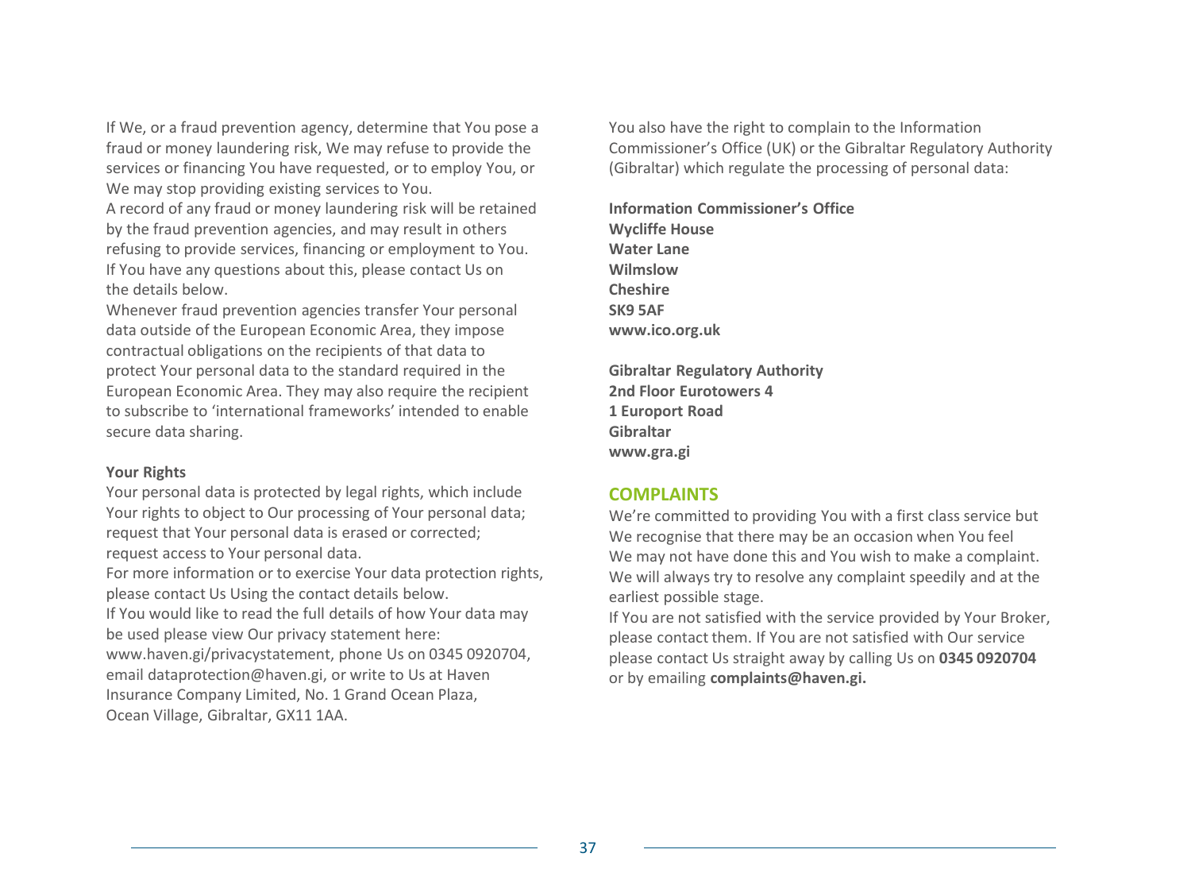If We, or a fraud prevention agency, determine that You pose a fraud or money laundering risk, We may refuse to provide the services or financing You have requested, or to employ You, or We may stop providing existing services to You.

A record of any fraud or money laundering risk will be retained by the fraud prevention agencies, and may result in others refusing to provide services, financing or employment to You. If You have any questions about this, please contact Us on the details below.

Whenever fraud prevention agencies transfer Your personal data outside of the European Economic Area, they impose contractual obligations on the recipients of that data to protect Your personal data to the standard required in the European Economic Area. They may also require the recipient to subscribe to 'international frameworks' intended to enable secure data sharing.

**Your Rights**

Your personal data is protected by legal rights, which include Your rights to object to Our processing of Your personal data; request that Your personal data is erased or corrected; request access to Your personal data.

For more information or to exercise Your data protection rights, please contact Us Using the contact details below.

If You would like to read the full details of how Your data may be used please view Our privacy statement here: www.haven.gi/privacystatement, phone Us on 0345 0920704, email dataprotection@haven.gi, or write to Us at Haven Insurance Company Limited, No. 1 Grand Ocean Plaza, Ocean Village, Gibraltar, GX11 1AA.

You also have the right to complain to the Information Commissioner's Office (UK) or the Gibraltar Regulatory Authority (Gibraltar) which regulate the processing of personal data:

**Information Commissioner's Office**
**Wycliffe House**
**Water Lane**
**Wilmslow**
**Cheshire**
**SK9 5AF**
**www.ico.org.uk**

**Gibraltar Regulatory Authority**
**2nd Floor Eurotowers 4**
**1 Europort Road**
**Gibraltar**
**www.gra.gi**

## COMPLAINTS

We're committed to providing You with a first class service but We recognise that there may be an occasion when You feel We may not have done this and You wish to make a complaint. We will always try to resolve any complaint speedily and at the earliest possible stage.

If You are not satisfied with the service provided by Your Broker, please contact them. If You are not satisfied with Our service please contact Us straight away by calling Us on **0345 0920704** or by emailing **complaints@haven.gi.**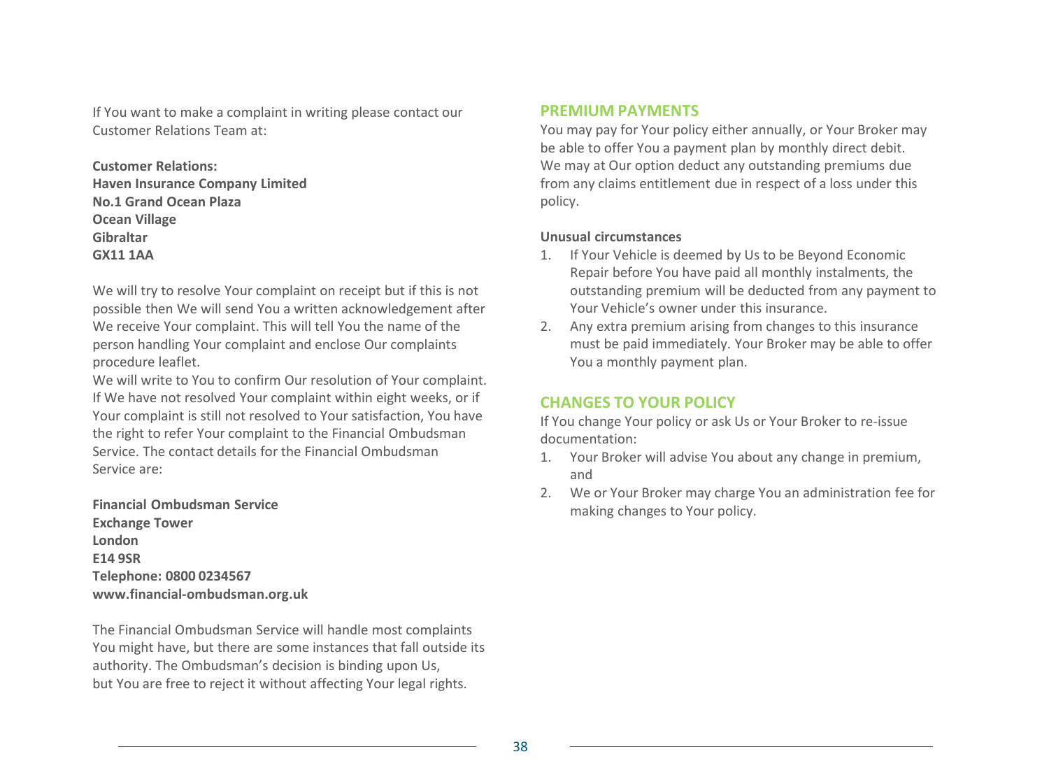If You want to make a complaint in writing please contact our Customer Relations Team at:

**Customer Relations:**
**Haven Insurance Company Limited**
**No.1 Grand Ocean Plaza**
**Ocean Village**
**Gibraltar**
**GX11 1AA**

We will try to resolve Your complaint on receipt but if this is not possible then We will send You a written acknowledgement after We receive Your complaint. This will tell You the name of the person handling Your complaint and enclose Our complaints procedure leaflet.

We will write to You to confirm Our resolution of Your complaint. If We have not resolved Your complaint within eight weeks, or if Your complaint is still not resolved to Your satisfaction, You have the right to refer Your complaint to the Financial Ombudsman Service. The contact details for the Financial Ombudsman Service are:

**Financial Ombudsman Service**
**Exchange Tower**
**London**
**E14 9SR**
**Telephone: 0800 0234567**
**www.financial-ombudsman.org.uk**

The Financial Ombudsman Service will handle most complaints You might have, but there are some instances that fall outside its authority. The Ombudsman's decision is binding upon Us, but You are free to reject it without affecting Your legal rights.

## PREMIUM PAYMENTS

You may pay for Your policy either annually, or Your Broker may be able to offer You a payment plan by monthly direct debit. We may at Our option deduct any outstanding premiums due from any claims entitlement due in respect of a loss under this policy.

**Unusual circumstances**

1. If Your Vehicle is deemed by Us to be Beyond Economic Repair before You have paid all monthly instalments, the outstanding premium will be deducted from any payment to Your Vehicle's owner under this insurance.
2. Any extra premium arising from changes to this insurance must be paid immediately. Your Broker may be able to offer You a monthly payment plan.

## CHANGES TO YOUR POLICY

If You change Your policy or ask Us or Your Broker to re-issue documentation:

1. Your Broker will advise You about any change in premium, and
2. We or Your Broker may charge You an administration fee for making changes to Your policy.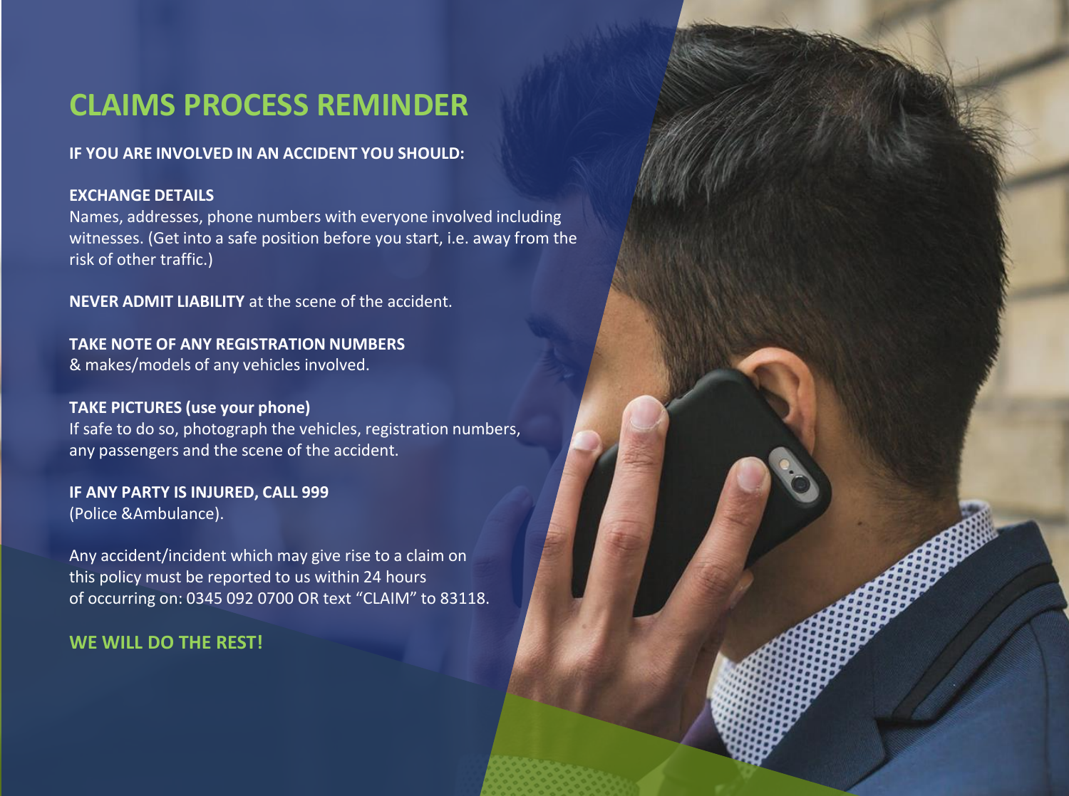# CLAIMS PROCESS REMINDER

**IF YOU ARE INVOLVED IN AN ACCIDENT YOU SHOULD:**

**EXCHANGE DETAILS**
Names, addresses, phone numbers with everyone involved including witnesses. (Get into a safe position before you start, i.e. away from the risk of other traffic.)

**NEVER ADMIT LIABILITY** at the scene of the accident.

**TAKE NOTE OF ANY REGISTRATION NUMBERS**
& makes/models of any vehicles involved.

**TAKE PICTURES (use your phone)**
If safe to do so, photograph the vehicles, registration numbers, any passengers and the scene of the accident.

**IF ANY PARTY IS INJURED, CALL 999**
(Police &Ambulance).

Any accident/incident which may give rise to a claim on this policy must be reported to us within 24 hours of occurring on: 0345 092 0700 OR text “CLAIM” to 83118.

**WE WILL DO THE REST!**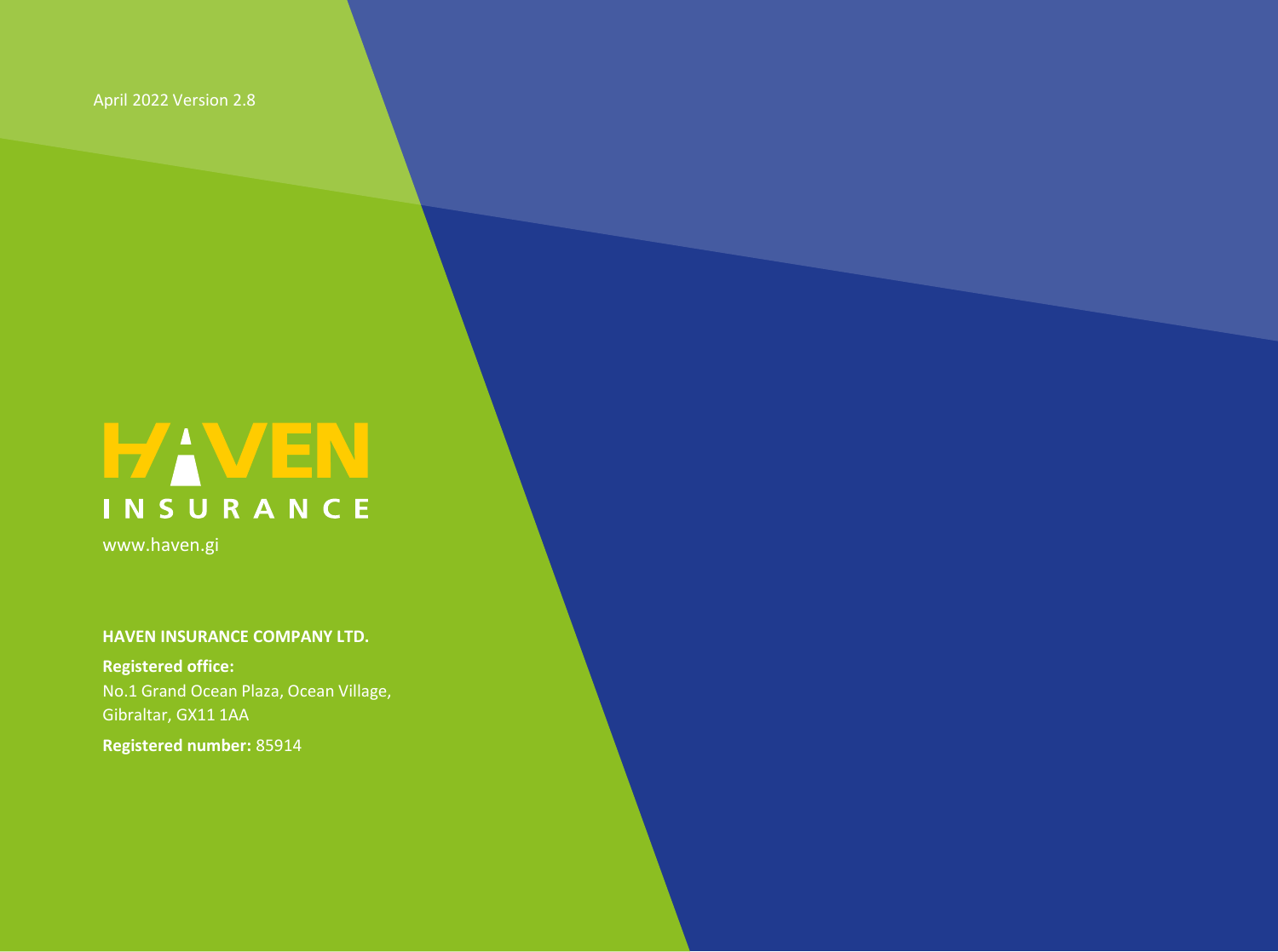April 2022 Version 2.8

HAVEN INSURANCE

www.haven.gi

**HAVEN INSURANCE COMPANY LTD.**

**Registered office:**
No.1 Grand Ocean Plaza, Ocean Village,
Gibraltar, GX11 1AA

**Registered number:** 85914